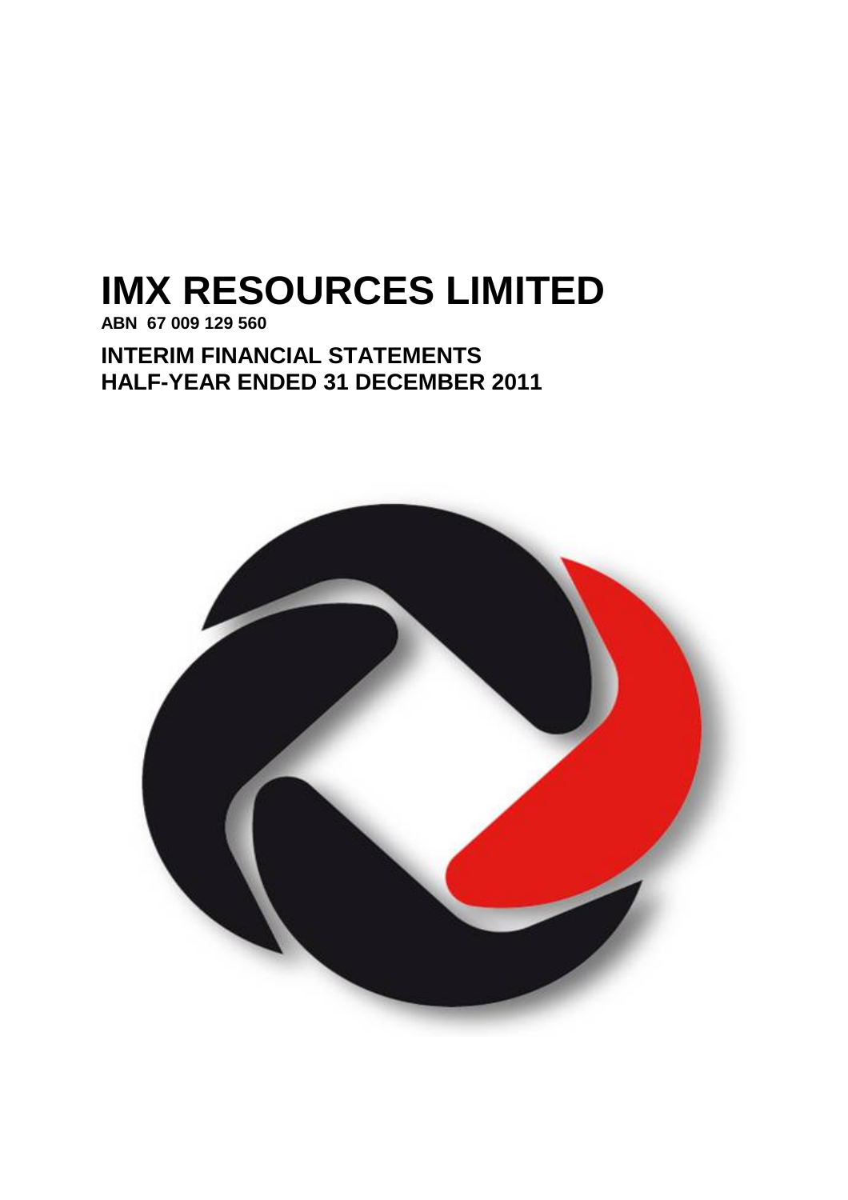# IMX RESOURCES LIMITED

**ABN 67 009 129 560**

## INTERIM FINANCIAL STATEMENTS
## HALF-YEAR ENDED 31 DECEMBER 2011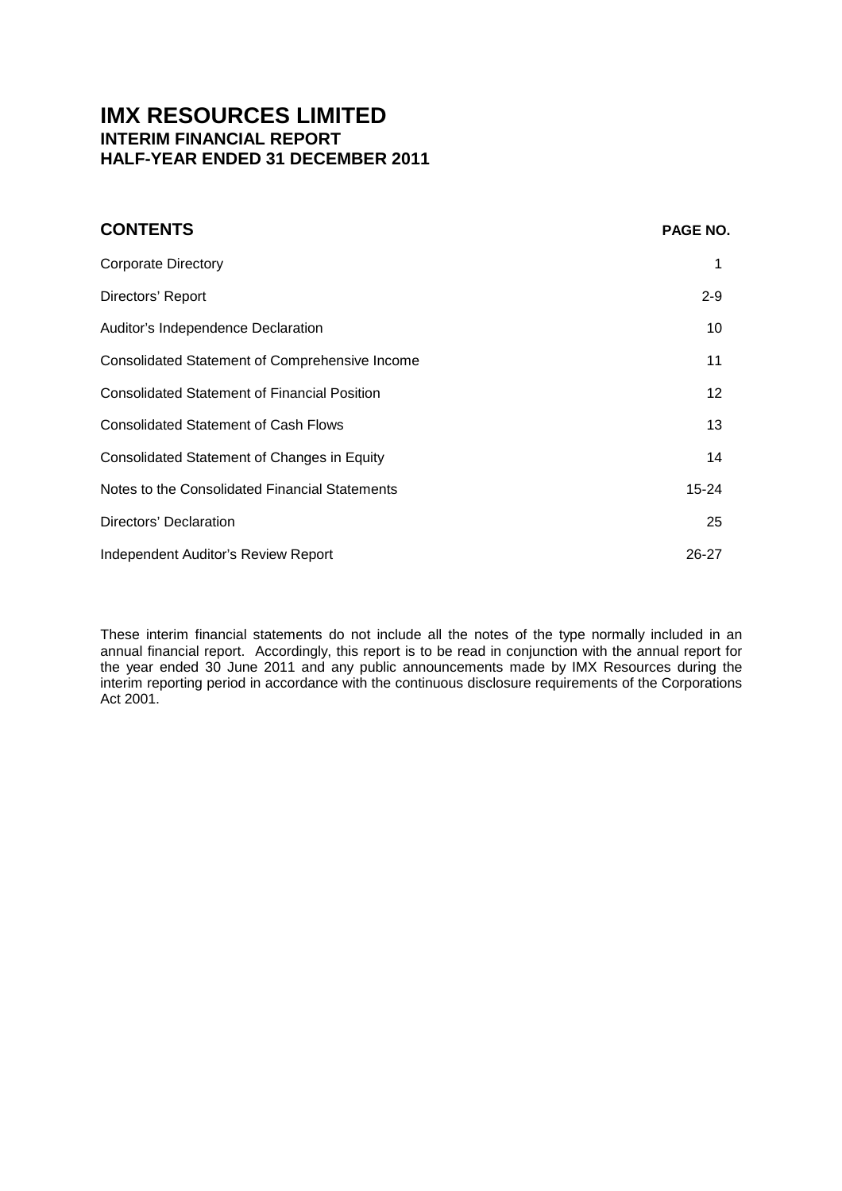# IMX RESOURCES LIMITED
## INTERIM FINANCIAL REPORT
## HALF-YEAR ENDED 31 DECEMBER 2011

| CONTENTS | PAGE NO. |
|---|---|
| Corporate Directory | 1 |
| Directors' Report | 2-9 |
| Auditor's Independence Declaration | 10 |
| Consolidated Statement of Comprehensive Income | 11 |
| Consolidated Statement of Financial Position | 12 |
| Consolidated Statement of Cash Flows | 13 |
| Consolidated Statement of Changes in Equity | 14 |
| Notes to the Consolidated Financial Statements | 15-24 |
| Directors' Declaration | 25 |
| Independent Auditor's Review Report | 26-27 |

These interim financial statements do not include all the notes of the type normally included in an annual financial report. Accordingly, this report is to be read in conjunction with the annual report for the year ended 30 June 2011 and any public announcements made by IMX Resources during the interim reporting period in accordance with the continuous disclosure requirements of the Corporations Act 2001.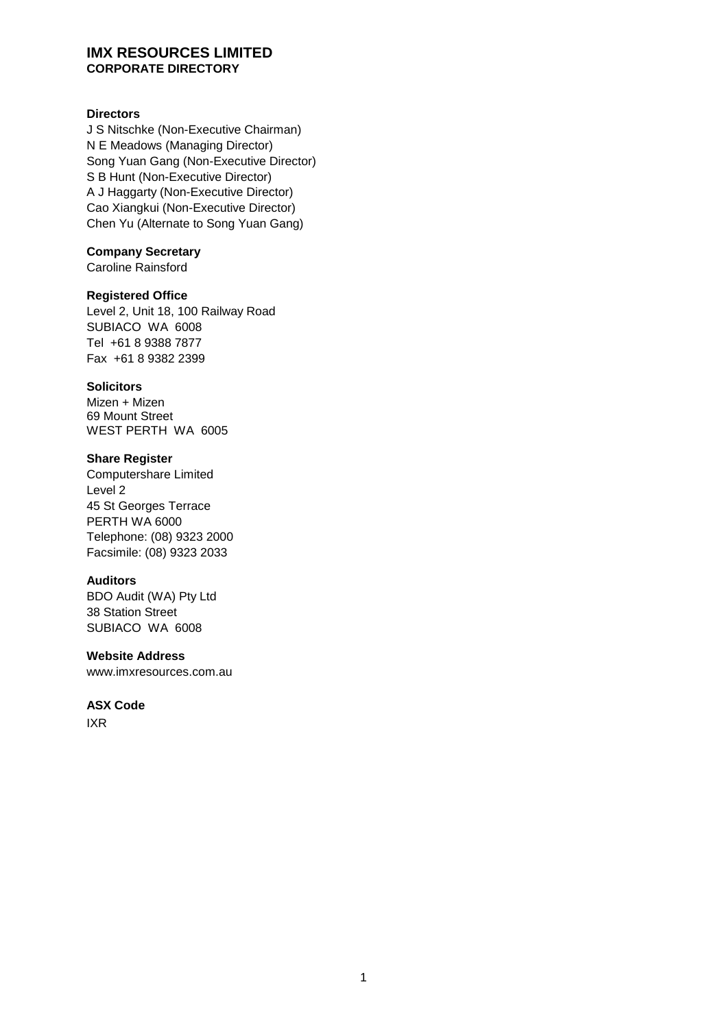# IMX RESOURCES LIMITED

## CORPORATE DIRECTORY

**Directors**

J S Nitschke (Non-Executive Chairman)
N E Meadows (Managing Director)
Song Yuan Gang (Non-Executive Director)
S B Hunt (Non-Executive Director)
A J Haggarty (Non-Executive Director)
Cao Xiangkui (Non-Executive Director)
Chen Yu (Alternate to Song Yuan Gang)

**Company Secretary**

Caroline Rainsford

**Registered Office**

Level 2, Unit 18, 100 Railway Road
SUBIACO WA 6008
Tel +61 8 9388 7877
Fax +61 8 9382 2399

**Solicitors**

Mizen + Mizen
69 Mount Street
WEST PERTH WA 6005

**Share Register**

Computershare Limited
Level 2
45 St Georges Terrace
PERTH WA 6000
Telephone: (08) 9323 2000
Facsimile: (08) 9323 2033

**Auditors**

BDO Audit (WA) Pty Ltd
38 Station Street
SUBIACO WA 6008

**Website Address**

www.imxresources.com.au

**ASX Code**

IXR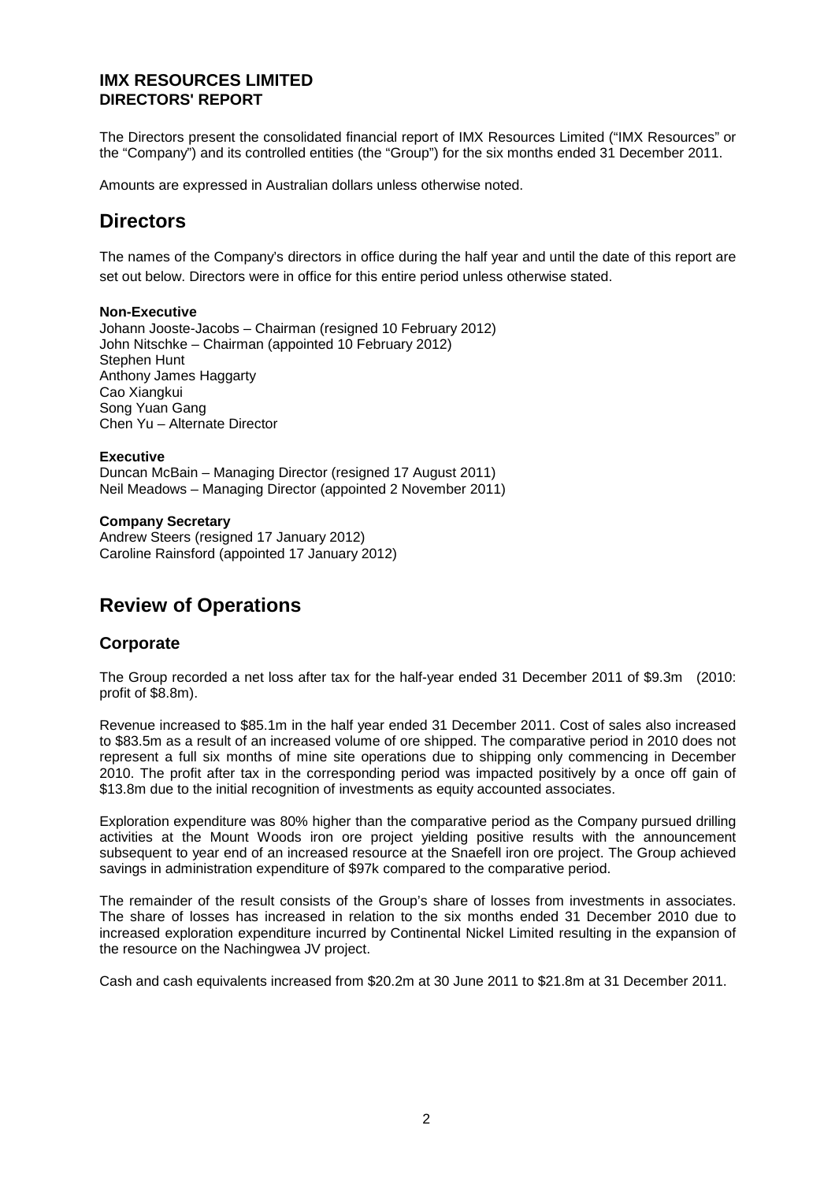**IMX RESOURCES LIMITED**
**DIRECTORS' REPORT**

The Directors present the consolidated financial report of IMX Resources Limited ("IMX Resources" or the "Company") and its controlled entities (the "Group") for the six months ended 31 December 2011.

Amounts are expressed in Australian dollars unless otherwise noted.

# Directors

The names of the Company's directors in office during the half year and until the date of this report are set out below. Directors were in office for this entire period unless otherwise stated.

**Non-Executive**
Johann Jooste-Jacobs – Chairman (resigned 10 February 2012)
John Nitschke – Chairman (appointed 10 February 2012)
Stephen Hunt
Anthony James Haggarty
Cao Xiangkui
Song Yuan Gang
Chen Yu – Alternate Director

**Executive**
Duncan McBain – Managing Director (resigned 17 August 2011)
Neil Meadows – Managing Director (appointed 2 November 2011)

**Company Secretary**
Andrew Steers (resigned 17 January 2012)
Caroline Rainsford (appointed 17 January 2012)

# Review of Operations

## Corporate

The Group recorded a net loss after tax for the half-year ended 31 December 2011 of $9.3m (2010: profit of $8.8m).

Revenue increased to $85.1m in the half year ended 31 December 2011. Cost of sales also increased to $83.5m as a result of an increased volume of ore shipped. The comparative period in 2010 does not represent a full six months of mine site operations due to shipping only commencing in December 2010. The profit after tax in the corresponding period was impacted positively by a once off gain of $13.8m due to the initial recognition of investments as equity accounted associates.

Exploration expenditure was 80% higher than the comparative period as the Company pursued drilling activities at the Mount Woods iron ore project yielding positive results with the announcement subsequent to year end of an increased resource at the Snaefell iron ore project. The Group achieved savings in administration expenditure of $97k compared to the comparative period.

The remainder of the result consists of the Group's share of losses from investments in associates. The share of losses has increased in relation to the six months ended 31 December 2010 due to increased exploration expenditure incurred by Continental Nickel Limited resulting in the expansion of the resource on the Nachingwea JV project.

Cash and cash equivalents increased from $20.2m at 30 June 2011 to $21.8m at 31 December 2011.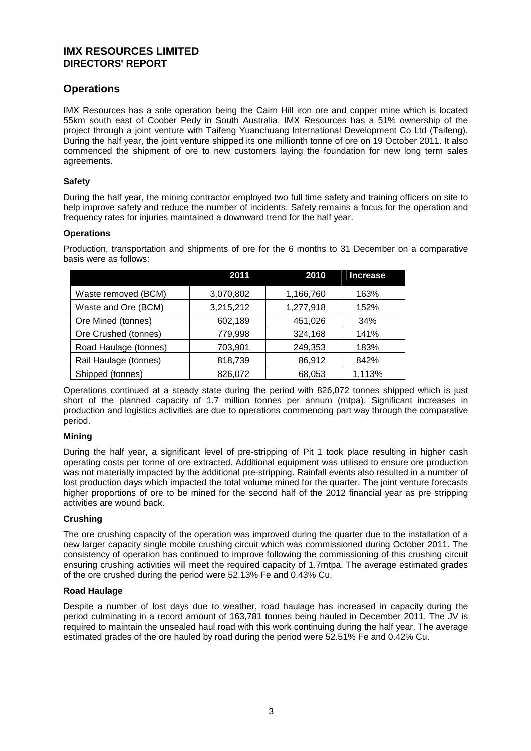# IMX RESOURCES LIMITED
## DIRECTORS' REPORT

## Operations

IMX Resources has a sole operation being the Cairn Hill iron ore and copper mine which is located 55km south east of Coober Pedy in South Australia. IMX Resources has a 51% ownership of the project through a joint venture with Taifeng Yuanchuang International Development Co Ltd (Taifeng). During the half year, the joint venture shipped its one millionth tonne of ore on 19 October 2011. It also commenced the shipment of ore to new customers laying the foundation for new long term sales agreements.

### Safety

During the half year, the mining contractor employed two full time safety and training officers on site to help improve safety and reduce the number of incidents. Safety remains a focus for the operation and frequency rates for injuries maintained a downward trend for the half year.

### Operations

Production, transportation and shipments of ore for the 6 months to 31 December on a comparative basis were as follows:

| | 2011 | 2010 | Increase |
|---|---|---|---|
| Waste removed (BCM) | 3,070,802 | 1,166,760 | 163% |
| Waste and Ore (BCM) | 3,215,212 | 1,277,918 | 152% |
| Ore Mined (tonnes) | 602,189 | 451,026 | 34% |
| Ore Crushed (tonnes) | 779,998 | 324,168 | 141% |
| Road Haulage (tonnes) | 703,901 | 249,353 | 183% |
| Rail Haulage (tonnes) | 818,739 | 86,912 | 842% |
| Shipped (tonnes) | 826,072 | 68,053 | 1,113% |

Operations continued at a steady state during the period with 826,072 tonnes shipped which is just short of the planned capacity of 1.7 million tonnes per annum (mtpa). Significant increases in production and logistics activities are due to operations commencing part way through the comparative period.

### Mining

During the half year, a significant level of pre-stripping of Pit 1 took place resulting in higher cash operating costs per tonne of ore extracted. Additional equipment was utilised to ensure ore production was not materially impacted by the additional pre-stripping. Rainfall events also resulted in a number of lost production days which impacted the total volume mined for the quarter. The joint venture forecasts higher proportions of ore to be mined for the second half of the 2012 financial year as pre stripping activities are wound back.

### Crushing

The ore crushing capacity of the operation was improved during the quarter due to the installation of a new larger capacity single mobile crushing circuit which was commissioned during October 2011. The consistency of operation has continued to improve following the commissioning of this crushing circuit ensuring crushing activities will meet the required capacity of 1.7mtpa. The average estimated grades of the ore crushed during the period were 52.13% Fe and 0.43% Cu.

### Road Haulage

Despite a number of lost days due to weather, road haulage has increased in capacity during the period culminating in a record amount of 163,781 tonnes being hauled in December 2011. The JV is required to maintain the unsealed haul road with this work continuing during the half year. The average estimated grades of the ore hauled by road during the period were 52.51% Fe and 0.42% Cu.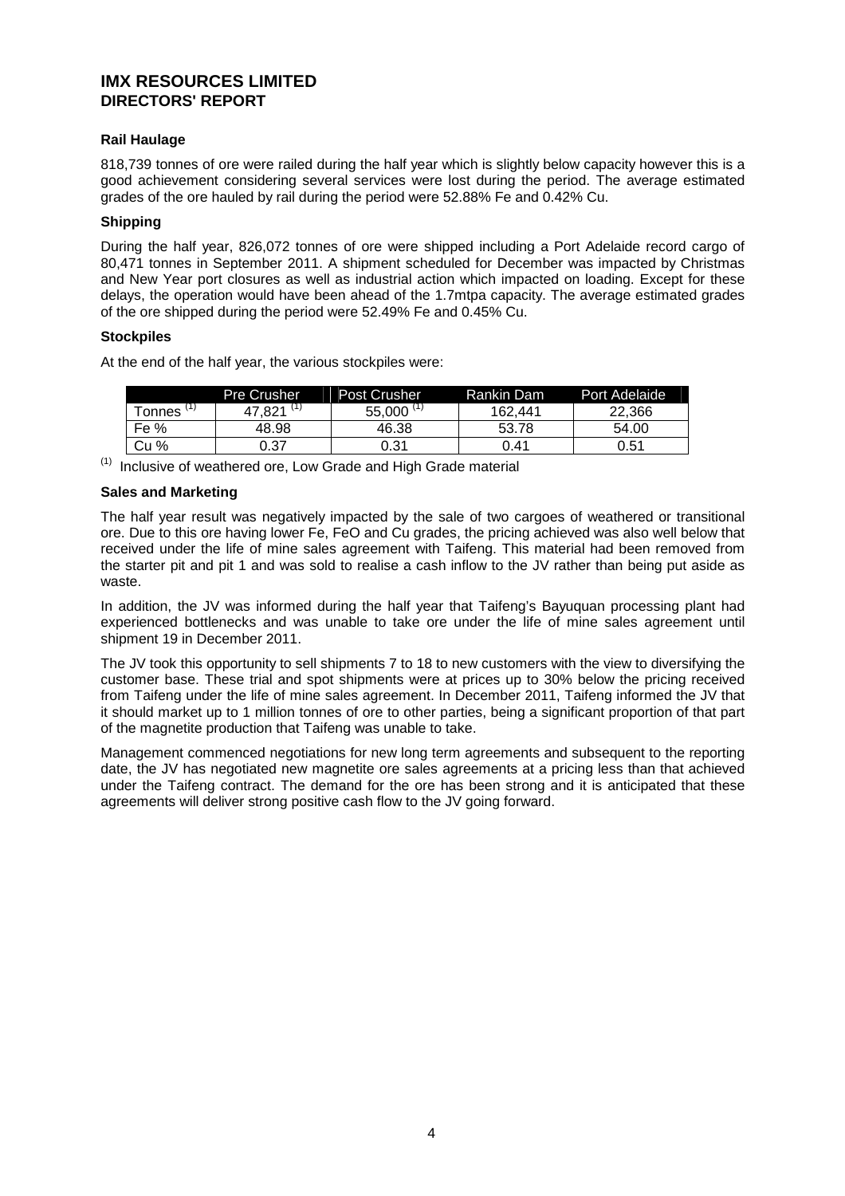# IMX RESOURCES LIMITED
## DIRECTORS' REPORT

### Rail Haulage

818,739 tonnes of ore were railed during the half year which is slightly below capacity however this is a good achievement considering several services were lost during the period. The average estimated grades of the ore hauled by rail during the period were 52.88% Fe and 0.42% Cu.

### Shipping

During the half year, 826,072 tonnes of ore were shipped including a Port Adelaide record cargo of 80,471 tonnes in September 2011. A shipment scheduled for December was impacted by Christmas and New Year port closures as well as industrial action which impacted on loading. Except for these delays, the operation would have been ahead of the 1.7mtpa capacity. The average estimated grades of the ore shipped during the period were 52.49% Fe and 0.45% Cu.

### Stockpiles

At the end of the half year, the various stockpiles were:

| | Pre Crusher | Post Crusher | Rankin Dam | Port Adelaide |
|---|---|---|---|---|
| Tonnes (1) | 47,821 (1) | 55,000 (1) | 162,441 | 22,366 |
| Fe % | 48.98 | 46.38 | 53.78 | 54.00 |
| Cu % | 0.37 | 0.31 | 0.41 | 0.51 |

(1) Inclusive of weathered ore, Low Grade and High Grade material

### Sales and Marketing

The half year result was negatively impacted by the sale of two cargoes of weathered or transitional ore. Due to this ore having lower Fe, FeO and Cu grades, the pricing achieved was also well below that received under the life of mine sales agreement with Taifeng. This material had been removed from the starter pit and pit 1 and was sold to realise a cash inflow to the JV rather than being put aside as waste.

In addition, the JV was informed during the half year that Taifeng's Bayuquan processing plant had experienced bottlenecks and was unable to take ore under the life of mine sales agreement until shipment 19 in December 2011.

The JV took this opportunity to sell shipments 7 to 18 to new customers with the view to diversifying the customer base. These trial and spot shipments were at prices up to 30% below the pricing received from Taifeng under the life of mine sales agreement. In December 2011, Taifeng informed the JV that it should market up to 1 million tonnes of ore to other parties, being a significant proportion of that part of the magnetite production that Taifeng was unable to take.

Management commenced negotiations for new long term agreements and subsequent to the reporting date, the JV has negotiated new magnetite ore sales agreements at a pricing less than that achieved under the Taifeng contract. The demand for the ore has been strong and it is anticipated that these agreements will deliver strong positive cash flow to the JV going forward.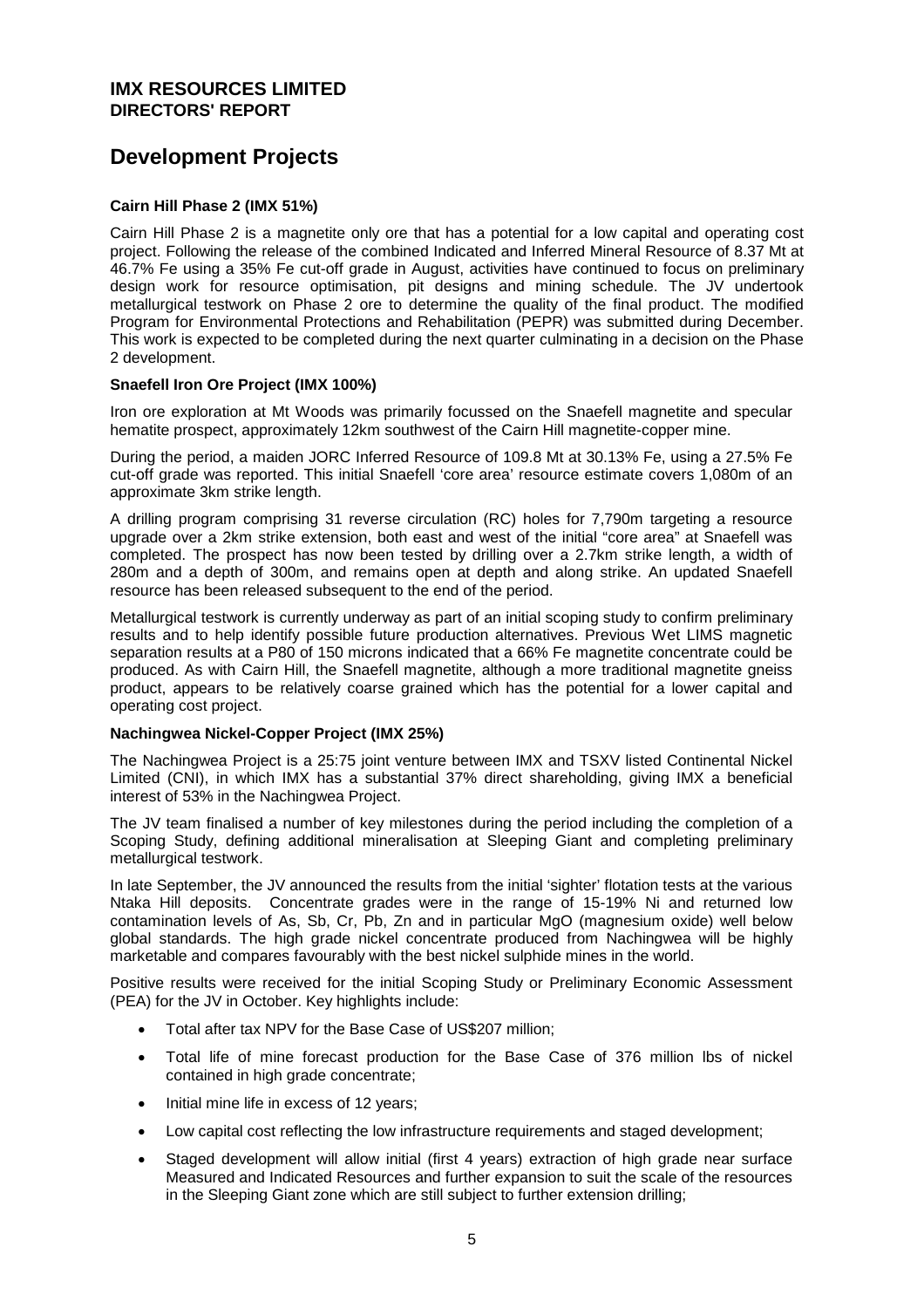**IMX RESOURCES LIMITED**
**DIRECTORS' REPORT**

# Development Projects

### Cairn Hill Phase 2 (IMX 51%)

Cairn Hill Phase 2 is a magnetite only ore that has a potential for a low capital and operating cost project. Following the release of the combined Indicated and Inferred Mineral Resource of 8.37 Mt at 46.7% Fe using a 35% Fe cut-off grade in August, activities have continued to focus on preliminary design work for resource optimisation, pit designs and mining schedule. The JV undertook metallurgical testwork on Phase 2 ore to determine the quality of the final product. The modified Program for Environmental Protections and Rehabilitation (PEPR) was submitted during December. This work is expected to be completed during the next quarter culminating in a decision on the Phase 2 development.

### Snaefell Iron Ore Project (IMX 100%)

Iron ore exploration at Mt Woods was primarily focussed on the Snaefell magnetite and specular hematite prospect, approximately 12km southwest of the Cairn Hill magnetite-copper mine.

During the period, a maiden JORC Inferred Resource of 109.8 Mt at 30.13% Fe, using a 27.5% Fe cut-off grade was reported. This initial Snaefell 'core area' resource estimate covers 1,080m of an approximate 3km strike length.

A drilling program comprising 31 reverse circulation (RC) holes for 7,790m targeting a resource upgrade over a 2km strike extension, both east and west of the initial "core area" at Snaefell was completed. The prospect has now been tested by drilling over a 2.7km strike length, a width of 280m and a depth of 300m, and remains open at depth and along strike. An updated Snaefell resource has been released subsequent to the end of the period.

Metallurgical testwork is currently underway as part of an initial scoping study to confirm preliminary results and to help identify possible future production alternatives. Previous Wet LIMS magnetic separation results at a P80 of 150 microns indicated that a 66% Fe magnetite concentrate could be produced. As with Cairn Hill, the Snaefell magnetite, although a more traditional magnetite gneiss product, appears to be relatively coarse grained which has the potential for a lower capital and operating cost project.

### Nachingwea Nickel-Copper Project (IMX 25%)

The Nachingwea Project is a 25:75 joint venture between IMX and TSXV listed Continental Nickel Limited (CNI), in which IMX has a substantial 37% direct shareholding, giving IMX a beneficial interest of 53% in the Nachingwea Project.

The JV team finalised a number of key milestones during the period including the completion of a Scoping Study, defining additional mineralisation at Sleeping Giant and completing preliminary metallurgical testwork.

In late September, the JV announced the results from the initial 'sighter' flotation tests at the various Ntaka Hill deposits. Concentrate grades were in the range of 15-19% Ni and returned low contamination levels of As, Sb, Cr, Pb, Zn and in particular MgO (magnesium oxide) well below global standards. The high grade nickel concentrate produced from Nachingwea will be highly marketable and compares favourably with the best nickel sulphide mines in the world.

Positive results were received for the initial Scoping Study or Preliminary Economic Assessment (PEA) for the JV in October. Key highlights include:

- Total after tax NPV for the Base Case of US$207 million;
- Total life of mine forecast production for the Base Case of 376 million lbs of nickel contained in high grade concentrate;
- Initial mine life in excess of 12 years;
- Low capital cost reflecting the low infrastructure requirements and staged development;
- Staged development will allow initial (first 4 years) extraction of high grade near surface Measured and Indicated Resources and further expansion to suit the scale of the resources in the Sleeping Giant zone which are still subject to further extension drilling;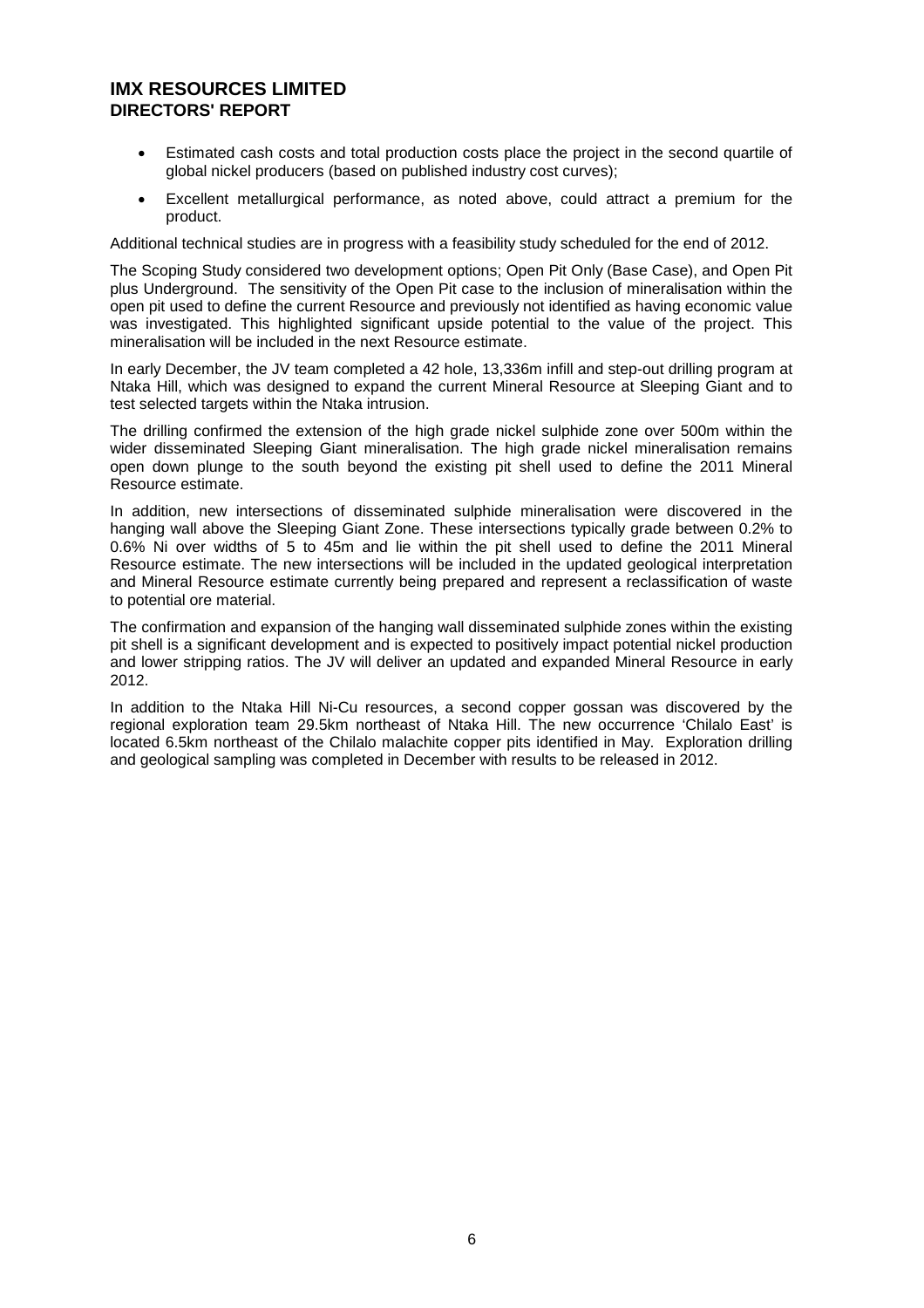- Estimated cash costs and total production costs place the project in the second quartile of global nickel producers (based on published industry cost curves);
- Excellent metallurgical performance, as noted above, could attract a premium for the product.

Additional technical studies are in progress with a feasibility study scheduled for the end of 2012.

The Scoping Study considered two development options; Open Pit Only (Base Case), and Open Pit plus Underground. The sensitivity of the Open Pit case to the inclusion of mineralisation within the open pit used to define the current Resource and previously not identified as having economic value was investigated. This highlighted significant upside potential to the value of the project. This mineralisation will be included in the next Resource estimate.

In early December, the JV team completed a 42 hole, 13,336m infill and step-out drilling program at Ntaka Hill, which was designed to expand the current Mineral Resource at Sleeping Giant and to test selected targets within the Ntaka intrusion.

The drilling confirmed the extension of the high grade nickel sulphide zone over 500m within the wider disseminated Sleeping Giant mineralisation. The high grade nickel mineralisation remains open down plunge to the south beyond the existing pit shell used to define the 2011 Mineral Resource estimate.

In addition, new intersections of disseminated sulphide mineralisation were discovered in the hanging wall above the Sleeping Giant Zone. These intersections typically grade between 0.2% to 0.6% Ni over widths of 5 to 45m and lie within the pit shell used to define the 2011 Mineral Resource estimate. The new intersections will be included in the updated geological interpretation and Mineral Resource estimate currently being prepared and represent a reclassification of waste to potential ore material.

The confirmation and expansion of the hanging wall disseminated sulphide zones within the existing pit shell is a significant development and is expected to positively impact potential nickel production and lower stripping ratios. The JV will deliver an updated and expanded Mineral Resource in early 2012.

In addition to the Ntaka Hill Ni-Cu resources, a second copper gossan was discovered by the regional exploration team 29.5km northeast of Ntaka Hill. The new occurrence 'Chilalo East' is located 6.5km northeast of the Chilalo malachite copper pits identified in May. Exploration drilling and geological sampling was completed in December with results to be released in 2012.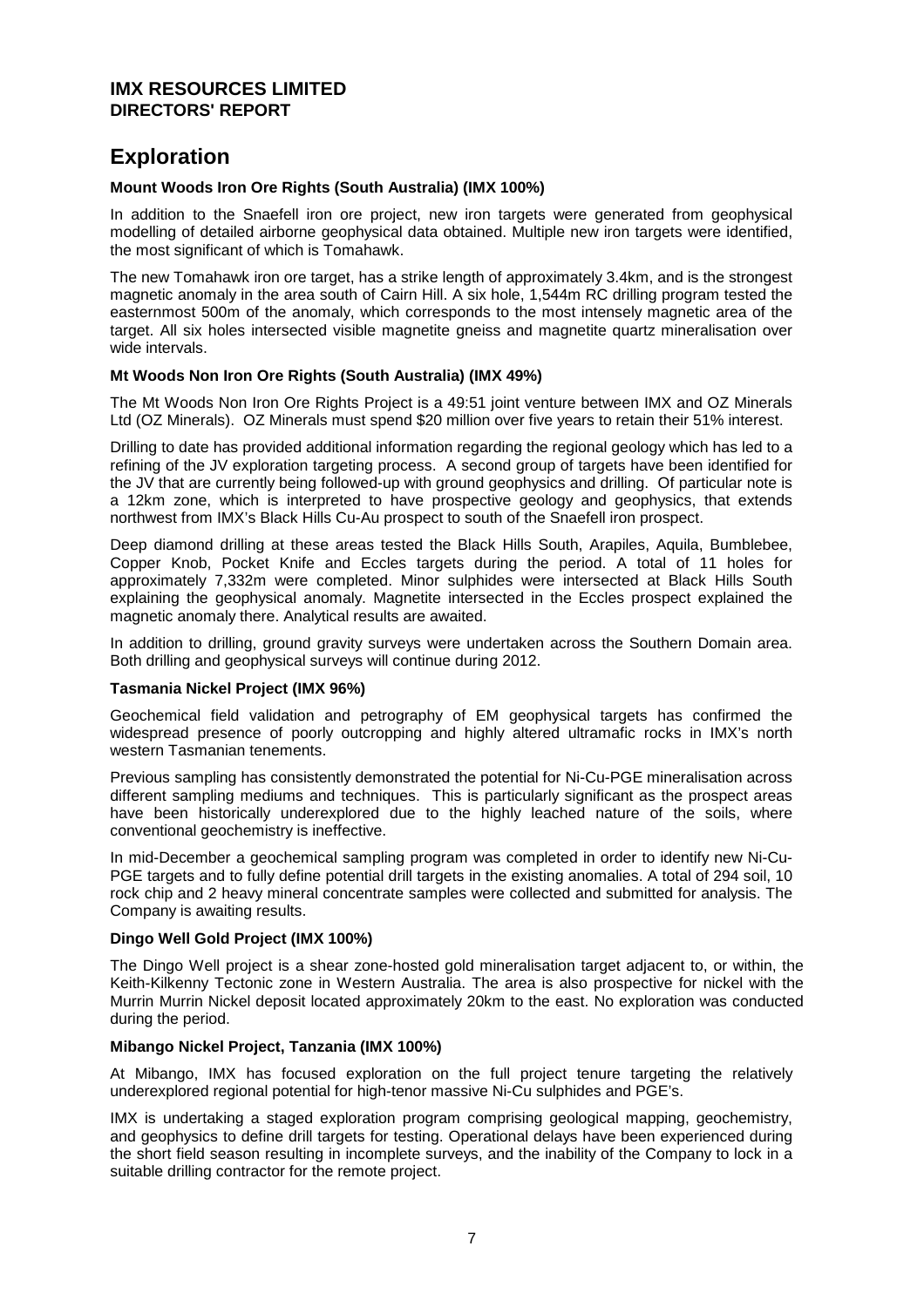**IMX RESOURCES LIMITED**
**DIRECTORS' REPORT**

# Exploration

**Mount Woods Iron Ore Rights (South Australia) (IMX 100%)**

In addition to the Snaefell iron ore project, new iron targets were generated from geophysical modelling of detailed airborne geophysical data obtained. Multiple new iron targets were identified, the most significant of which is Tomahawk.

The new Tomahawk iron ore target, has a strike length of approximately 3.4km, and is the strongest magnetic anomaly in the area south of Cairn Hill. A six hole, 1,544m RC drilling program tested the easternmost 500m of the anomaly, which corresponds to the most intensely magnetic area of the target. All six holes intersected visible magnetite gneiss and magnetite quartz mineralisation over wide intervals.

**Mt Woods Non Iron Ore Rights (South Australia) (IMX 49%)**

The Mt Woods Non Iron Ore Rights Project is a 49:51 joint venture between IMX and OZ Minerals Ltd (OZ Minerals). OZ Minerals must spend $20 million over five years to retain their 51% interest.

Drilling to date has provided additional information regarding the regional geology which has led to a refining of the JV exploration targeting process. A second group of targets have been identified for the JV that are currently being followed-up with ground geophysics and drilling. Of particular note is a 12km zone, which is interpreted to have prospective geology and geophysics, that extends northwest from IMX's Black Hills Cu-Au prospect to south of the Snaefell iron prospect.

Deep diamond drilling at these areas tested the Black Hills South, Arapiles, Aquila, Bumblebee, Copper Knob, Pocket Knife and Eccles targets during the period. A total of 11 holes for approximately 7,332m were completed. Minor sulphides were intersected at Black Hills South explaining the geophysical anomaly. Magnetite intersected in the Eccles prospect explained the magnetic anomaly there. Analytical results are awaited.

In addition to drilling, ground gravity surveys were undertaken across the Southern Domain area. Both drilling and geophysical surveys will continue during 2012.

**Tasmania Nickel Project (IMX 96%)**

Geochemical field validation and petrography of EM geophysical targets has confirmed the widespread presence of poorly outcropping and highly altered ultramafic rocks in IMX's north western Tasmanian tenements.

Previous sampling has consistently demonstrated the potential for Ni-Cu-PGE mineralisation across different sampling mediums and techniques. This is particularly significant as the prospect areas have been historically underexplored due to the highly leached nature of the soils, where conventional geochemistry is ineffective.

In mid-December a geochemical sampling program was completed in order to identify new Ni-Cu-PGE targets and to fully define potential drill targets in the existing anomalies. A total of 294 soil, 10 rock chip and 2 heavy mineral concentrate samples were collected and submitted for analysis. The Company is awaiting results.

**Dingo Well Gold Project (IMX 100%)**

The Dingo Well project is a shear zone-hosted gold mineralisation target adjacent to, or within, the Keith-Kilkenny Tectonic zone in Western Australia. The area is also prospective for nickel with the Murrin Murrin Nickel deposit located approximately 20km to the east. No exploration was conducted during the period.

**Mibango Nickel Project, Tanzania (IMX 100%)**

At Mibango, IMX has focused exploration on the full project tenure targeting the relatively underexplored regional potential for high-tenor massive Ni-Cu sulphides and PGE's.

IMX is undertaking a staged exploration program comprising geological mapping, geochemistry, and geophysics to define drill targets for testing. Operational delays have been experienced during the short field season resulting in incomplete surveys, and the inability of the Company to lock in a suitable drilling contractor for the remote project.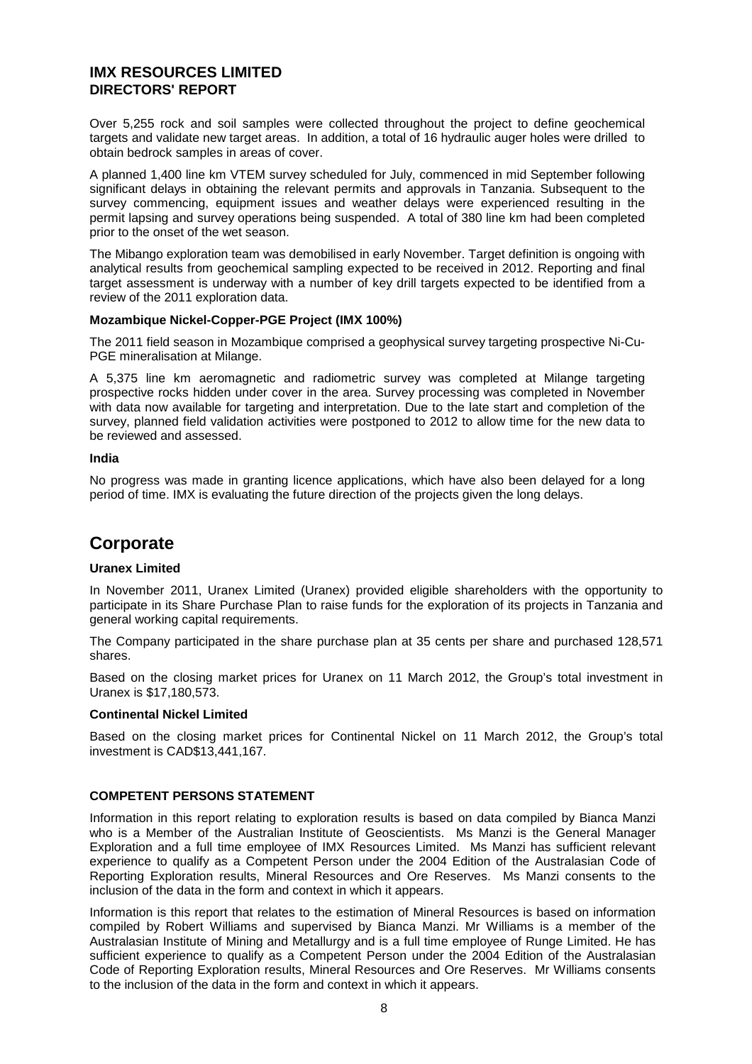Over 5,255 rock and soil samples were collected throughout the project to define geochemical targets and validate new target areas. In addition, a total of 16 hydraulic auger holes were drilled to obtain bedrock samples in areas of cover.

A planned 1,400 line km VTEM survey scheduled for July, commenced in mid September following significant delays in obtaining the relevant permits and approvals in Tanzania. Subsequent to the survey commencing, equipment issues and weather delays were experienced resulting in the permit lapsing and survey operations being suspended. A total of 380 line km had been completed prior to the onset of the wet season.

The Mibango exploration team was demobilised in early November. Target definition is ongoing with analytical results from geochemical sampling expected to be received in 2012. Reporting and final target assessment is underway with a number of key drill targets expected to be identified from a review of the 2011 exploration data.

**Mozambique Nickel-Copper-PGE Project (IMX 100%)**

The 2011 field season in Mozambique comprised a geophysical survey targeting prospective Ni-Cu-PGE mineralisation at Milange.

A 5,375 line km aeromagnetic and radiometric survey was completed at Milange targeting prospective rocks hidden under cover in the area. Survey processing was completed in November with data now available for targeting and interpretation. Due to the late start and completion of the survey, planned field validation activities were postponed to 2012 to allow time for the new data to be reviewed and assessed.

**India**

No progress was made in granting licence applications, which have also been delayed for a long period of time. IMX is evaluating the future direction of the projects given the long delays.

# Corporate

**Uranex Limited**

In November 2011, Uranex Limited (Uranex) provided eligible shareholders with the opportunity to participate in its Share Purchase Plan to raise funds for the exploration of its projects in Tanzania and general working capital requirements.

The Company participated in the share purchase plan at 35 cents per share and purchased 128,571 shares.

Based on the closing market prices for Uranex on 11 March 2012, the Group's total investment in Uranex is $17,180,573.

**Continental Nickel Limited**

Based on the closing market prices for Continental Nickel on 11 March 2012, the Group's total investment is CAD$13,441,167.

**COMPETENT PERSONS STATEMENT**

Information in this report relating to exploration results is based on data compiled by Bianca Manzi who is a Member of the Australian Institute of Geoscientists. Ms Manzi is the General Manager Exploration and a full time employee of IMX Resources Limited. Ms Manzi has sufficient relevant experience to qualify as a Competent Person under the 2004 Edition of the Australasian Code of Reporting Exploration results, Mineral Resources and Ore Reserves. Ms Manzi consents to the inclusion of the data in the form and context in which it appears.

Information is this report that relates to the estimation of Mineral Resources is based on information compiled by Robert Williams and supervised by Bianca Manzi. Mr Williams is a member of the Australasian Institute of Mining and Metallurgy and is a full time employee of Runge Limited. He has sufficient experience to qualify as a Competent Person under the 2004 Edition of the Australasian Code of Reporting Exploration results, Mineral Resources and Ore Reserves. Mr Williams consents to the inclusion of the data in the form and context in which it appears.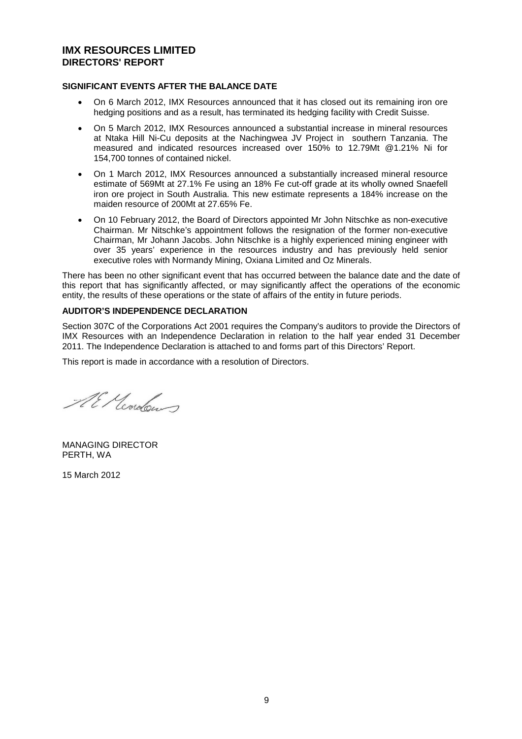# IMX RESOURCES LIMITED
## DIRECTORS' REPORT

### SIGNIFICANT EVENTS AFTER THE BALANCE DATE

- On 6 March 2012, IMX Resources announced that it has closed out its remaining iron ore hedging positions and as a result, has terminated its hedging facility with Credit Suisse.
- On 5 March 2012, IMX Resources announced a substantial increase in mineral resources at Ntaka Hill Ni-Cu deposits at the Nachingwea JV Project in southern Tanzania. The measured and indicated resources increased over 150% to 12.79Mt @1.21% Ni for 154,700 tonnes of contained nickel.
- On 1 March 2012, IMX Resources announced a substantially increased mineral resource estimate of 569Mt at 27.1% Fe using an 18% Fe cut-off grade at its wholly owned Snaefell iron ore project in South Australia. This new estimate represents a 184% increase on the maiden resource of 200Mt at 27.65% Fe.
- On 10 February 2012, the Board of Directors appointed Mr John Nitschke as non-executive Chairman. Mr Nitschke's appointment follows the resignation of the former non-executive Chairman, Mr Johann Jacobs. John Nitschke is a highly experienced mining engineer with over 35 years' experience in the resources industry and has previously held senior executive roles with Normandy Mining, Oxiana Limited and Oz Minerals.

There has been no other significant event that has occurred between the balance date and the date of this report that has significantly affected, or may significantly affect the operations of the economic entity, the results of these operations or the state of affairs of the entity in future periods.

### AUDITOR'S INDEPENDENCE DECLARATION

Section 307C of the Corporations Act 2001 requires the Company's auditors to provide the Directors of IMX Resources with an Independence Declaration in relation to the half year ended 31 December 2011. The Independence Declaration is attached to and forms part of this Directors' Report.

This report is made in accordance with a resolution of Directors.

MANAGING DIRECTOR
PERTH, WA

15 March 2012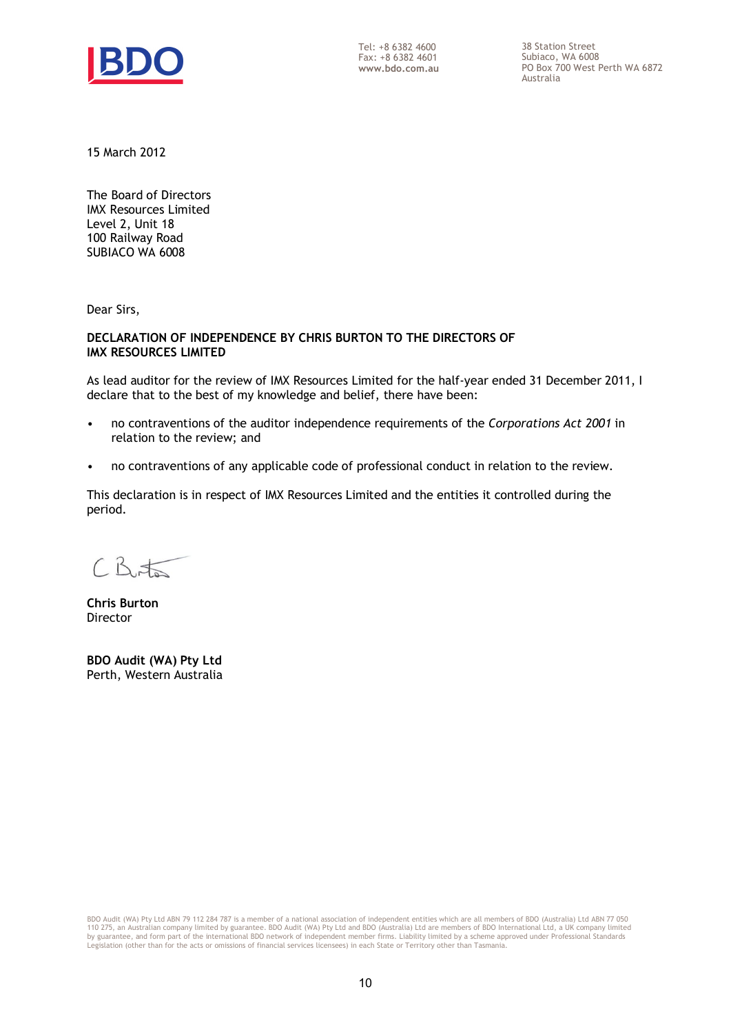BDO

Tel: +8 6382 4600
Fax: +8 6382 4601
www.bdo.com.au

38 Station Street
Subiaco, WA 6008
PO Box 700 West Perth WA 6872
Australia

15 March 2012

The Board of Directors
IMX Resources Limited
Level 2, Unit 18
100 Railway Road
SUBIACO WA 6008

Dear Sirs,

**DECLARATION OF INDEPENDENCE BY CHRIS BURTON TO THE DIRECTORS OF IMX RESOURCES LIMITED**

As lead auditor for the review of IMX Resources Limited for the half-year ended 31 December 2011, I declare that to the best of my knowledge and belief, there have been:

- no contraventions of the auditor independence requirements of the *Corporations Act 2001* in relation to the review; and
- no contraventions of any applicable code of professional conduct in relation to the review.

This declaration is in respect of IMX Resources Limited and the entities it controlled during the period.

C Burton

**Chris Burton**
Director

**BDO Audit (WA) Pty Ltd**
Perth, Western Australia

BDO Audit (WA) Pty Ltd ABN 79 112 284 787 is a member of a national association of independent entities which are all members of BDO (Australia) Ltd ABN 77 050 110 275, an Australian company limited by guarantee. BDO Audit (WA) Pty Ltd and BDO (Australia) Ltd are members of BDO International Ltd, a UK company limited by guarantee, and form part of the international BDO network of independent member firms. Liability limited by a scheme approved under Professional Standards Legislation (other than for the acts or omissions of financial services licensees) in each State or Territory other than Tasmania.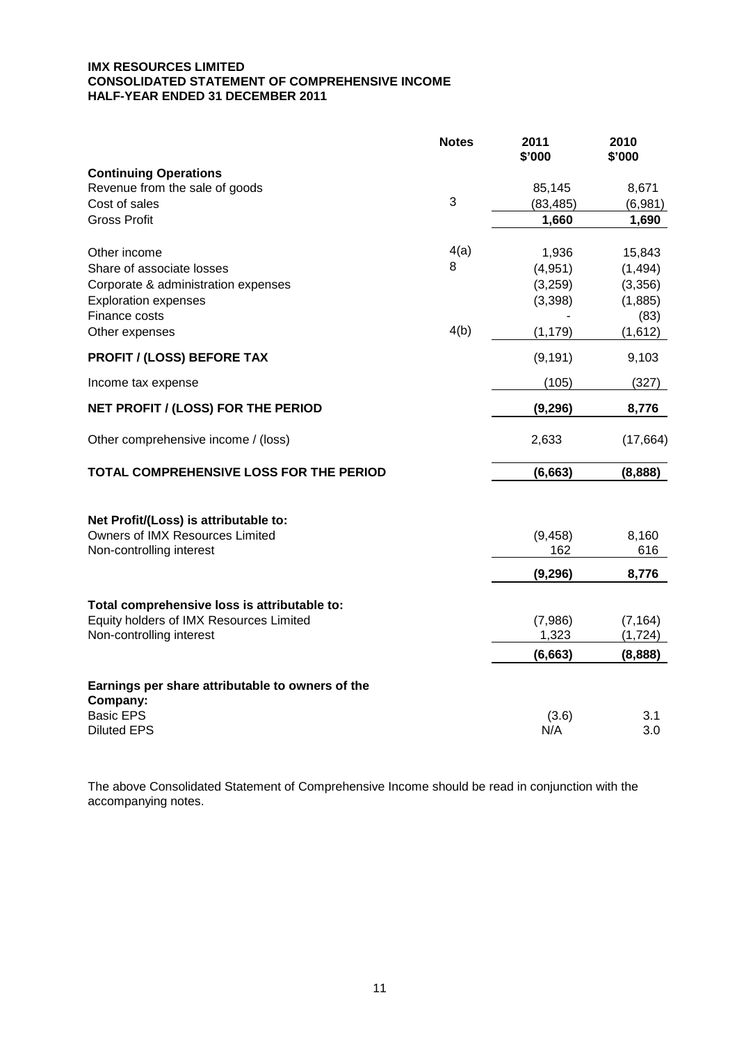**IMX RESOURCES LIMITED**
**CONSOLIDATED STATEMENT OF COMPREHENSIVE INCOME**
**HALF-YEAR ENDED 31 DECEMBER 2011**

| | Notes | 2011 $'000 | 2010 $'000 |
|---|---|---|---|
| **Continuing Operations** | | | |
| Revenue from the sale of goods | | 85,145 | 8,671 |
| Cost of sales | 3 | (83,485) | (6,981) |
| Gross Profit | | **1,660** | **1,690** |
| | | | |
| Other income | 4(a) | 1,936 | 15,843 |
| Share of associate losses | 8 | (4,951) | (1,494) |
| Corporate & administration expenses | | (3,259) | (3,356) |
| Exploration expenses | | (3,398) | (1,885) |
| Finance costs | | - | (83) |
| Other expenses | 4(b) | (1,179) | (1,612) |
| **PROFIT / (LOSS) BEFORE TAX** | | (9,191) | 9,103 |
| Income tax expense | | (105) | (327) |
| **NET PROFIT / (LOSS) FOR THE PERIOD** | | **(9,296)** | **8,776** |
| Other comprehensive income / (loss) | | 2,633 | (17,664) |
| **TOTAL COMPREHENSIVE LOSS FOR THE PERIOD** | | **(6,663)** | **(8,888)** |
| | | | |
| **Net Profit/(Loss) is attributable to:** | | | |
| Owners of IMX Resources Limited | | (9,458) | 8,160 |
| Non-controlling interest | | 162 | 616 |
| | | **(9,296)** | **8,776** |
| | | | |
| **Total comprehensive loss is attributable to:** | | | |
| Equity holders of IMX Resources Limited | | (7,986) | (7,164) |
| Non-controlling interest | | 1,323 | (1,724) |
| | | **(6,663)** | **(8,888)** |
| | | | |
| **Earnings per share attributable to owners of the Company:** | | | |
| Basic EPS | | (3.6) | 3.1 |
| Diluted EPS | | N/A | 3.0 |

The above Consolidated Statement of Comprehensive Income should be read in conjunction with the accompanying notes.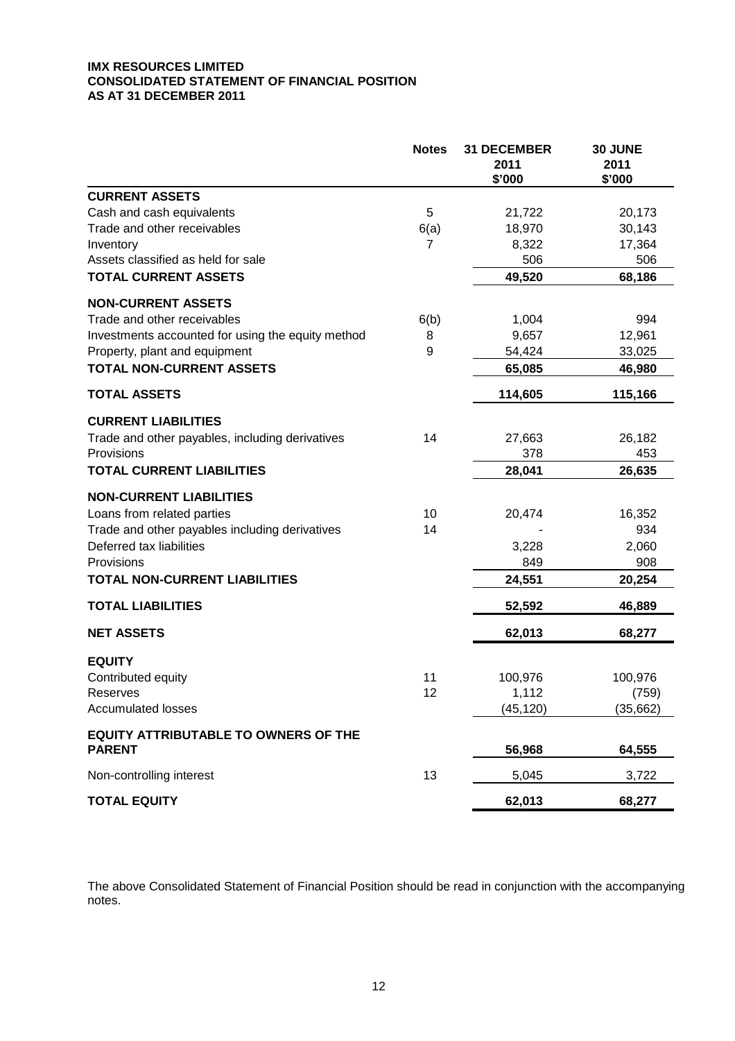**IMX RESOURCES LIMITED**
**CONSOLIDATED STATEMENT OF FINANCIAL POSITION**
**AS AT 31 DECEMBER 2011**

| | Notes | 31 DECEMBER 2011 $'000 | 30 JUNE 2011 $'000 |
|---|---|---|---|
| **CURRENT ASSETS** | | | |
| Cash and cash equivalents | 5 | 21,722 | 20,173 |
| Trade and other receivables | 6(a) | 18,970 | 30,143 |
| Inventory | 7 | 8,322 | 17,364 |
| Assets classified as held for sale | | 506 | 506 |
| **TOTAL CURRENT ASSETS** | | 49,520 | 68,186 |
| **NON-CURRENT ASSETS** | | | |
| Trade and other receivables | 6(b) | 1,004 | 994 |
| Investments accounted for using the equity method | 8 | 9,657 | 12,961 |
| Property, plant and equipment | 9 | 54,424 | 33,025 |
| **TOTAL NON-CURRENT ASSETS** | | 65,085 | 46,980 |
| **TOTAL ASSETS** | | 114,605 | 115,166 |
| **CURRENT LIABILITIES** | | | |
| Trade and other payables, including derivatives | 14 | 27,663 | 26,182 |
| Provisions | | 378 | 453 |
| **TOTAL CURRENT LIABILITIES** | | 28,041 | 26,635 |
| **NON-CURRENT LIABILITIES** | | | |
| Loans from related parties | 10 | 20,474 | 16,352 |
| Trade and other payables including derivatives | 14 | - | 934 |
| Deferred tax liabilities | | 3,228 | 2,060 |
| Provisions | | 849 | 908 |
| **TOTAL NON-CURRENT LIABILITIES** | | 24,551 | 20,254 |
| **TOTAL LIABILITIES** | | 52,592 | 46,889 |
| **NET ASSETS** | | 62,013 | 68,277 |
| **EQUITY** | | | |
| Contributed equity | 11 | 100,976 | 100,976 |
| Reserves | 12 | 1,112 | (759) |
| Accumulated losses | | (45,120) | (35,662) |
| **EQUITY ATTRIBUTABLE TO OWNERS OF THE PARENT** | | 56,968 | 64,555 |
| Non-controlling interest | 13 | 5,045 | 3,722 |
| **TOTAL EQUITY** | | 62,013 | 68,277 |

The above Consolidated Statement of Financial Position should be read in conjunction with the accompanying notes.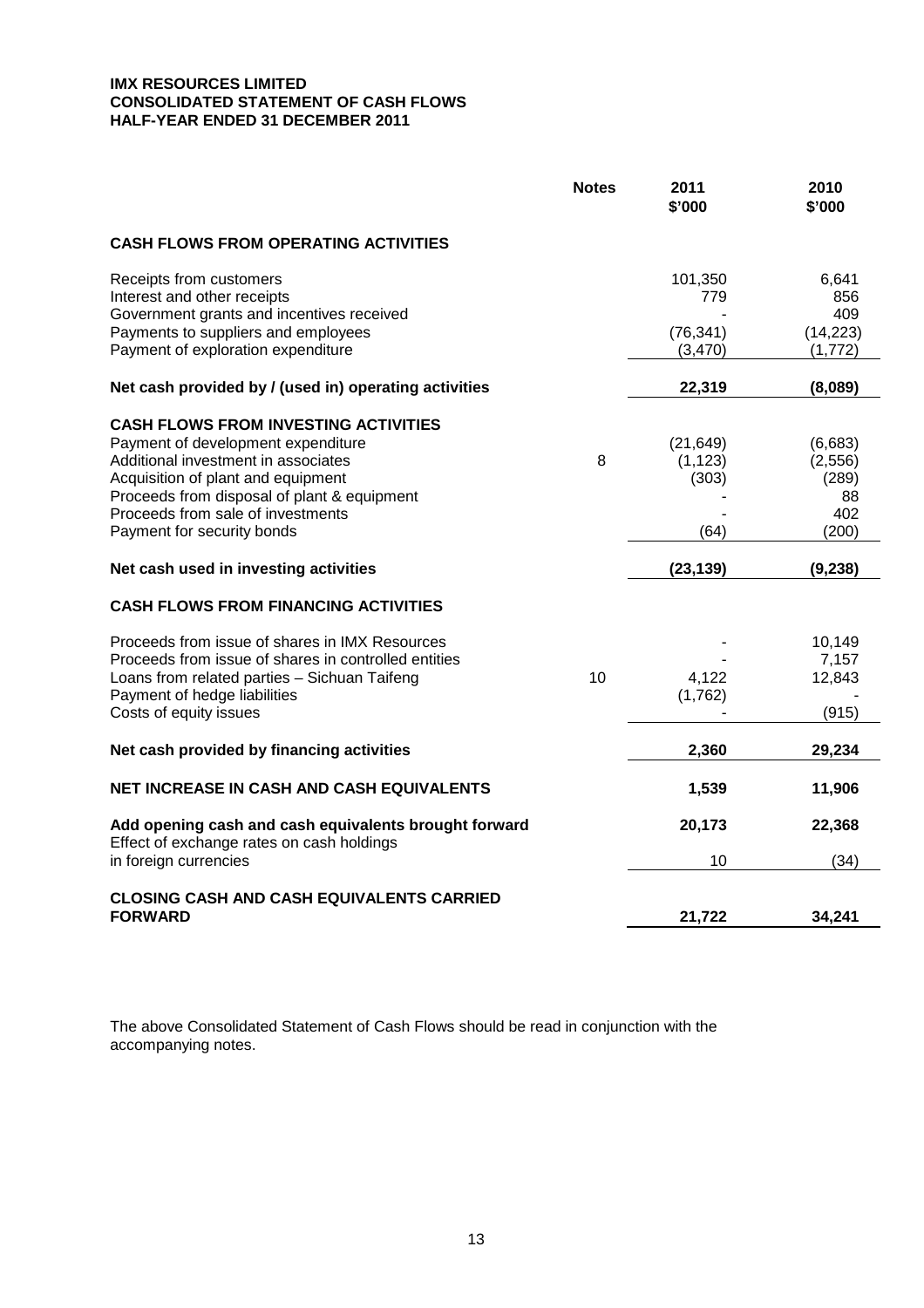**IMX RESOURCES LIMITED**
**CONSOLIDATED STATEMENT OF CASH FLOWS**
**HALF-YEAR ENDED 31 DECEMBER 2011**

| | Notes | 2011 $'000 | 2010 $'000 |
|---|---|---|---|
| **CASH FLOWS FROM OPERATING ACTIVITIES** | | | |
| Receipts from customers | | 101,350 | 6,641 |
| Interest and other receipts | | 779 | 856 |
| Government grants and incentives received | | - | 409 |
| Payments to suppliers and employees | | (76,341) | (14,223) |
| Payment of exploration expenditure | | (3,470) | (1,772) |
| **Net cash provided by / (used in) operating activities** | | **22,319** | **(8,089)** |
| **CASH FLOWS FROM INVESTING ACTIVITIES** | | | |
| Payment of development expenditure | | (21,649) | (6,683) |
| Additional investment in associates | 8 | (1,123) | (2,556) |
| Acquisition of plant and equipment | | (303) | (289) |
| Proceeds from disposal of plant & equipment | | - | 88 |
| Proceeds from sale of investments | | - | 402 |
| Payment for security bonds | | (64) | (200) |
| **Net cash used in investing activities** | | **(23,139)** | **(9,238)** |
| **CASH FLOWS FROM FINANCING ACTIVITIES** | | | |
| Proceeds from issue of shares in IMX Resources | | - | 10,149 |
| Proceeds from issue of shares in controlled entities | | - | 7,157 |
| Loans from related parties – Sichuan Taifeng | 10 | 4,122 | 12,843 |
| Payment of hedge liabilities | | (1,762) | - |
| Costs of equity issues | | - | (915) |
| **Net cash provided by financing activities** | | **2,360** | **29,234** |
| **NET INCREASE IN CASH AND CASH EQUIVALENTS** | | **1,539** | **11,906** |
| **Add opening cash and cash equivalents brought forward** | | **20,173** | **22,368** |
| Effect of exchange rates on cash holdings in foreign currencies | | 10 | (34) |
| **CLOSING CASH AND CASH EQUIVALENTS CARRIED FORWARD** | | **21,722** | **34,241** |

The above Consolidated Statement of Cash Flows should be read in conjunction with the accompanying notes.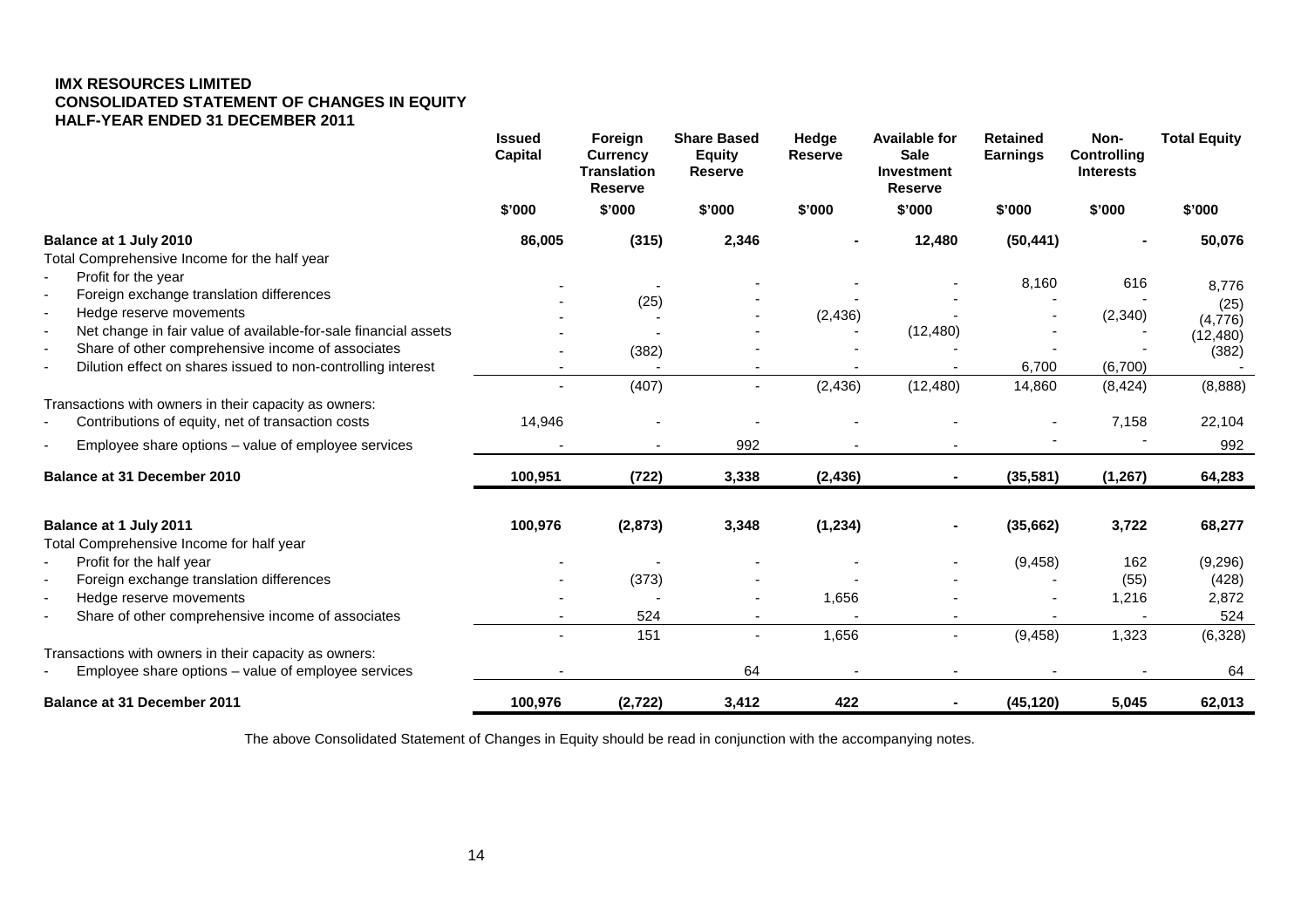**IMX RESOURCES LIMITED**
**CONSOLIDATED STATEMENT OF CHANGES IN EQUITY**
**HALF-YEAR ENDED 31 DECEMBER 2011**

| | Issued Capital | Foreign Currency Translation Reserve | Share Based Equity Reserve | Hedge Reserve | Available for Sale Investment Reserve | Retained Earnings | Non-Controlling Interests | Total Equity |
|---|---|---|---|---|---|---|---|---|
| | $'000 | $'000 | $'000 | $'000 | $'000 | $'000 | $'000 | $'000 |
| **Balance at 1 July 2010** | **86,005** | **(315)** | **2,346** | **-** | **12,480** | **(50,441)** | **-** | **50,076** |
| Total Comprehensive Income for the half year | | | | | | | | |
| - Profit for the year | - | - | - | - | - | 8,160 | 616 | 8,776 |
| - Foreign exchange translation differences | - | (25) | - | - | - | - | - | (25) |
| - Hedge reserve movements | - | - | - | (2,436) | - | - | (2,340) | (4,776) |
| - Net change in fair value of available-for-sale financial assets | - | - | - | - | (12,480) | - | - | (12,480) |
| - Share of other comprehensive income of associates | - | (382) | - | - | - | - | - | (382) |
| - Dilution effect on shares issued to non-controlling interest | - | - | - | - | - | 6,700 | (6,700) | - |
| | - | (407) | - | (2,436) | (12,480) | 14,860 | (8,424) | (8,888) |
| Transactions with owners in their capacity as owners: | | | | | | | | |
| - Contributions of equity, net of transaction costs | 14,946 | - | - | - | - | - | 7,158 | 22,104 |
| - Employee share options – value of employee services | - | - | 992 | - | - | - | - | 992 |
| **Balance at 31 December 2010** | **100,951** | **(722)** | **3,338** | **(2,436)** | **-** | **(35,581)** | **(1,267)** | **64,283** |
| | | | | | | | | |
| **Balance at 1 July 2011** | **100,976** | **(2,873)** | **3,348** | **(1,234)** | **-** | **(35,662)** | **3,722** | **68,277** |
| Total Comprehensive Income for half year | | | | | | | | |
| - Profit for the half year | - | - | - | - | - | (9,458) | 162 | (9,296) |
| - Foreign exchange translation differences | - | (373) | - | - | - | - | (55) | (428) |
| - Hedge reserve movements | - | - | - | 1,656 | - | - | 1,216 | 2,872 |
| - Share of other comprehensive income of associates | - | 524 | - | - | - | - | - | 524 |
| | - | 151 | - | 1,656 | - | (9,458) | 1,323 | (6,328) |
| Transactions with owners in their capacity as owners: | | | | | | | | |
| - Employee share options – value of employee services | - | | 64 | - | - | - | - | 64 |
| **Balance at 31 December 2011** | **100,976** | **(2,722)** | **3,412** | **422** | **-** | **(45,120)** | **5,045** | **62,013** |

The above Consolidated Statement of Changes in Equity should be read in conjunction with the accompanying notes.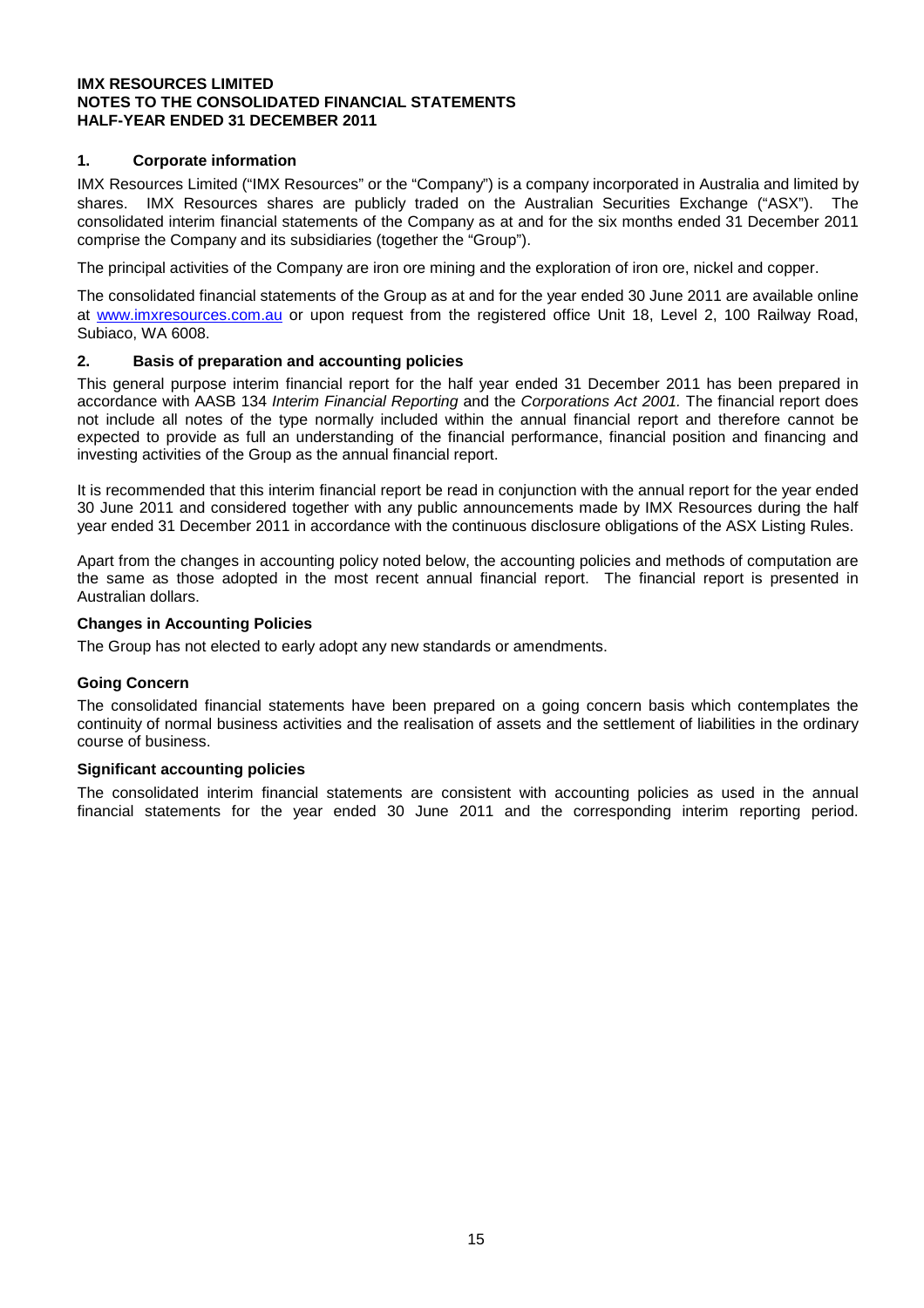**IMX RESOURCES LIMITED**
**NOTES TO THE CONSOLIDATED FINANCIAL STATEMENTS**
**HALF-YEAR ENDED 31 DECEMBER 2011**

## 1. Corporate information

IMX Resources Limited ("IMX Resources" or the "Company") is a company incorporated in Australia and limited by shares. IMX Resources shares are publicly traded on the Australian Securities Exchange ("ASX"). The consolidated interim financial statements of the Company as at and for the six months ended 31 December 2011 comprise the Company and its subsidiaries (together the "Group").

The principal activities of the Company are iron ore mining and the exploration of iron ore, nickel and copper.

The consolidated financial statements of the Group as at and for the year ended 30 June 2011 are available online at www.imxresources.com.au or upon request from the registered office Unit 18, Level 2, 100 Railway Road, Subiaco, WA 6008.

## 2. Basis of preparation and accounting policies

This general purpose interim financial report for the half year ended 31 December 2011 has been prepared in accordance with AASB 134 *Interim Financial Reporting* and the *Corporations Act 2001.* The financial report does not include all notes of the type normally included within the annual financial report and therefore cannot be expected to provide as full an understanding of the financial performance, financial position and financing and investing activities of the Group as the annual financial report.

It is recommended that this interim financial report be read in conjunction with the annual report for the year ended 30 June 2011 and considered together with any public announcements made by IMX Resources during the half year ended 31 December 2011 in accordance with the continuous disclosure obligations of the ASX Listing Rules.

Apart from the changes in accounting policy noted below, the accounting policies and methods of computation are the same as those adopted in the most recent annual financial report. The financial report is presented in Australian dollars.

### Changes in Accounting Policies

The Group has not elected to early adopt any new standards or amendments.

### Going Concern

The consolidated financial statements have been prepared on a going concern basis which contemplates the continuity of normal business activities and the realisation of assets and the settlement of liabilities in the ordinary course of business.

### Significant accounting policies

The consolidated interim financial statements are consistent with accounting policies as used in the annual financial statements for the year ended 30 June 2011 and the corresponding interim reporting period.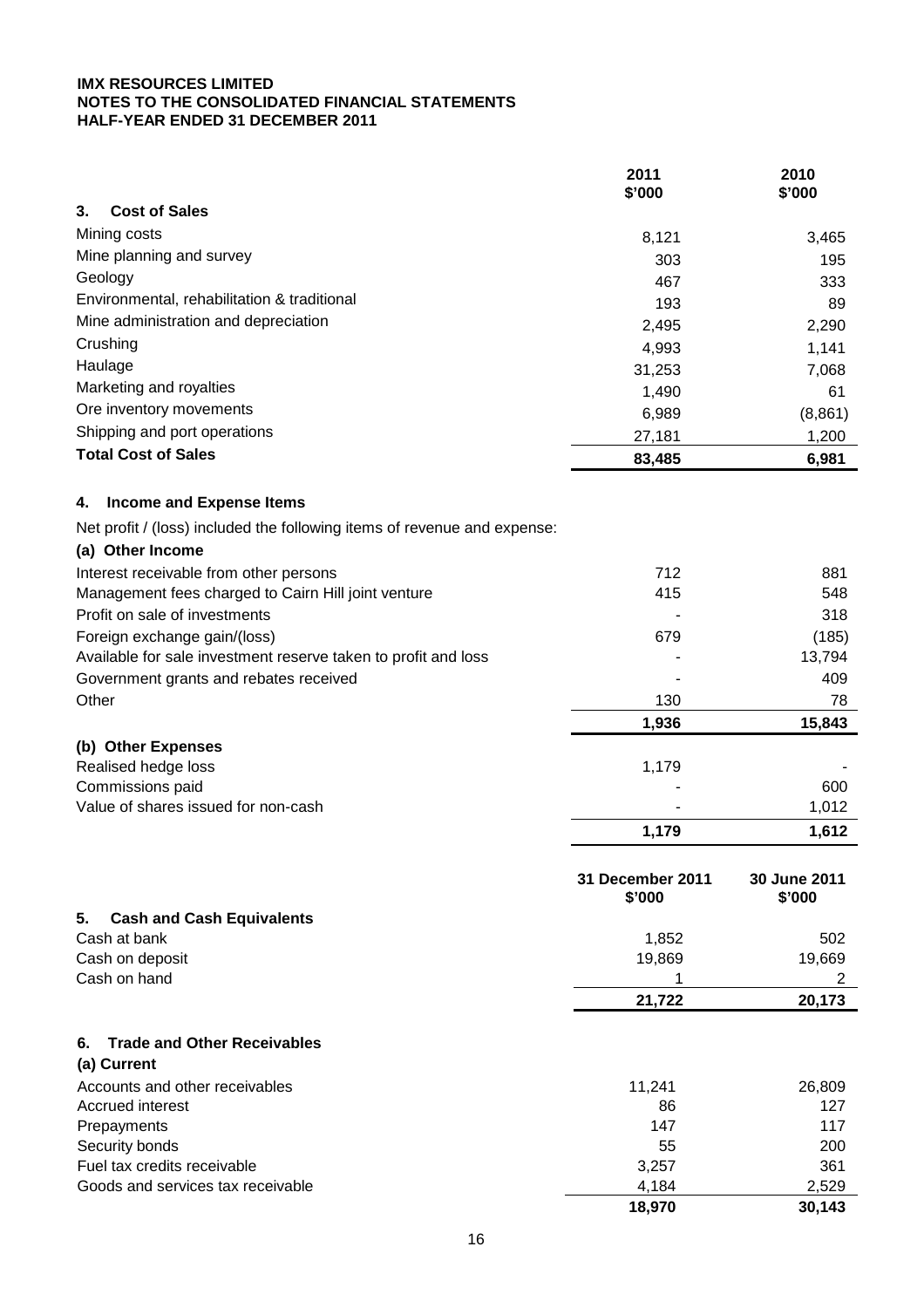**IMX RESOURCES LIMITED**
**NOTES TO THE CONSOLIDATED FINANCIAL STATEMENTS**
**HALF-YEAR ENDED 31 DECEMBER 2011**

| | 2011 $'000 | 2010 $'000 |
|---|---|---|
| **3. Cost of Sales** | | |
| Mining costs | 8,121 | 3,465 |
| Mine planning and survey | 303 | 195 |
| Geology | 467 | 333 |
| Environmental, rehabilitation & traditional | 193 | 89 |
| Mine administration and depreciation | 2,495 | 2,290 |
| Crushing | 4,993 | 1,141 |
| Haulage | 31,253 | 7,068 |
| Marketing and royalties | 1,490 | 61 |
| Ore inventory movements | 6,989 | (8,861) |
| Shipping and port operations | 27,181 | 1,200 |
| **Total Cost of Sales** | **83,485** | **6,981** |

**4. Income and Expense Items**

Net profit / (loss) included the following items of revenue and expense:

| | 2011 $'000 | 2010 $'000 |
|---|---|---|
| **(a) Other Income** | | |
| Interest receivable from other persons | 712 | 881 |
| Management fees charged to Cairn Hill joint venture | 415 | 548 |
| Profit on sale of investments | - | 318 |
| Foreign exchange gain/(loss) | 679 | (185) |
| Available for sale investment reserve taken to profit and loss | - | 13,794 |
| Government grants and rebates received | - | 409 |
| Other | 130 | 78 |
| | **1,936** | **15,843** |
| **(b) Other Expenses** | | |
| Realised hedge loss | 1,179 | - |
| Commissions paid | - | 600 |
| Value of shares issued for non-cash | - | 1,012 |
| | **1,179** | **1,612** |

| | 31 December 2011 $'000 | 30 June 2011 $'000 |
|---|---|---|
| **5. Cash and Cash Equivalents** | | |
| Cash at bank | 1,852 | 502 |
| Cash on deposit | 19,869 | 19,669 |
| Cash on hand | 1 | 2 |
| | **21,722** | **20,173** |
| **6. Trade and Other Receivables** | | |
| **(a) Current** | | |
| Accounts and other receivables | 11,241 | 26,809 |
| Accrued interest | 86 | 127 |
| Prepayments | 147 | 117 |
| Security bonds | 55 | 200 |
| Fuel tax credits receivable | 3,257 | 361 |
| Goods and services tax receivable | 4,184 | 2,529 |
| | **18,970** | **30,143** |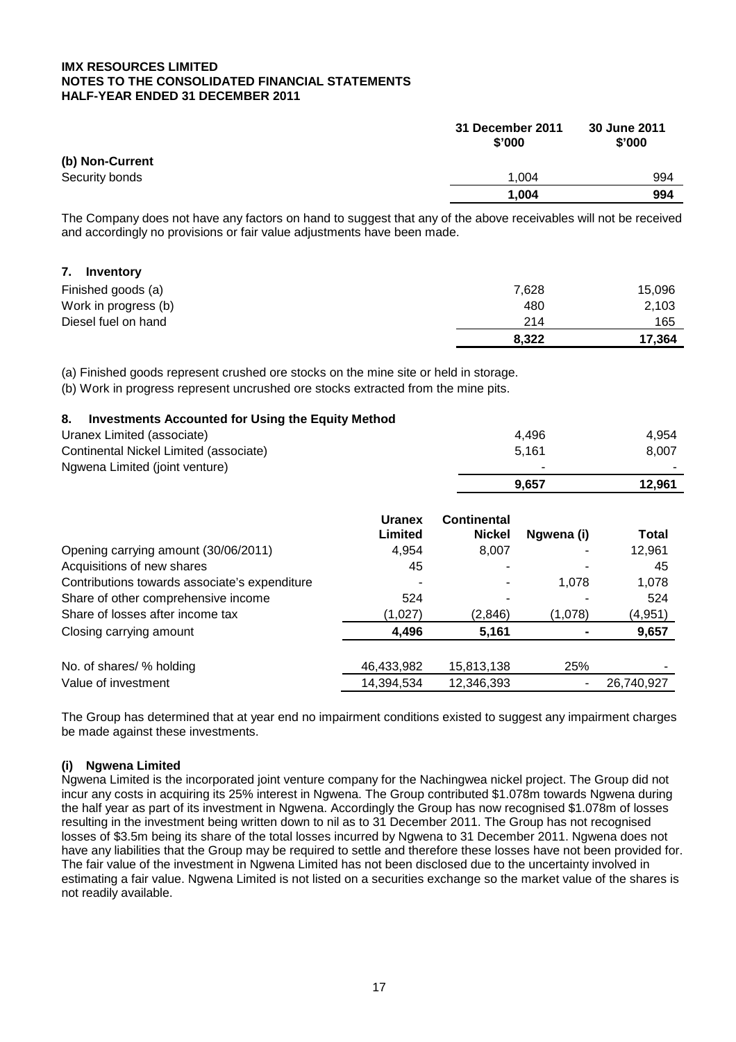**IMX RESOURCES LIMITED**
**NOTES TO THE CONSOLIDATED FINANCIAL STATEMENTS**
**HALF-YEAR ENDED 31 DECEMBER 2011**

| | 31 December 2011 $'000 | 30 June 2011 $'000 |
|---|---|---|
| **(b) Non-Current** | | |
| Security bonds | 1,004 | 994 |
| | **1,004** | **994** |

The Company does not have any factors on hand to suggest that any of the above receivables will not be received and accordingly no provisions or fair value adjustments have been made.

## 7. Inventory

| | 31 December 2011 $'000 | 30 June 2011 $'000 |
|---|---|---|
| Finished goods (a) | 7,628 | 15,096 |
| Work in progress (b) | 480 | 2,103 |
| Diesel fuel on hand | 214 | 165 |
| | **8,322** | **17,364** |

(a) Finished goods represent crushed ore stocks on the mine site or held in storage.

(b) Work in progress represent uncrushed ore stocks extracted from the mine pits.

## 8. Investments Accounted for Using the Equity Method

| | 31 December 2011 $'000 | 30 June 2011 $'000 |
|---|---|---|
| Uranex Limited (associate) | 4,496 | 4,954 |
| Continental Nickel Limited (associate) | 5,161 | 8,007 |
| Ngwena Limited (joint venture) | - | - |
| | **9,657** | **12,961** |

| | Uranex Limited | Continental Nickel | Ngwena (i) | Total |
|---|---|---|---|---|
| Opening carrying amount (30/06/2011) | 4,954 | 8,007 | - | 12,961 |
| Acquisitions of new shares | 45 | - | - | 45 |
| Contributions towards associate's expenditure | - | - | 1,078 | 1,078 |
| Share of other comprehensive income | 524 | - | - | 524 |
| Share of losses after income tax | (1,027) | (2,846) | (1,078) | (4,951) |
| Closing carrying amount | **4,496** | **5,161** | **-** | **9,657** |
| | | | | |
| No. of shares/ % holding | 46,433,982 | 15,813,138 | 25% | - |
| Value of investment | 14,394,534 | 12,346,393 | - | 26,740,927 |

The Group has determined that at year end no impairment conditions existed to suggest any impairment charges be made against these investments.

### (i) Ngwena Limited

Ngwena Limited is the incorporated joint venture company for the Nachingwea nickel project. The Group did not incur any costs in acquiring its 25% interest in Ngwena. The Group contributed $1.078m towards Ngwena during the half year as part of its investment in Ngwena. Accordingly the Group has now recognised $1.078m of losses resulting in the investment being written down to nil as to 31 December 2011. The Group has not recognised losses of $3.5m being its share of the total losses incurred by Ngwena to 31 December 2011. Ngwena does not have any liabilities that the Group may be required to settle and therefore these losses have not been provided for. The fair value of the investment in Ngwena Limited has not been disclosed due to the uncertainty involved in estimating a fair value. Ngwena Limited is not listed on a securities exchange so the market value of the shares is not readily available.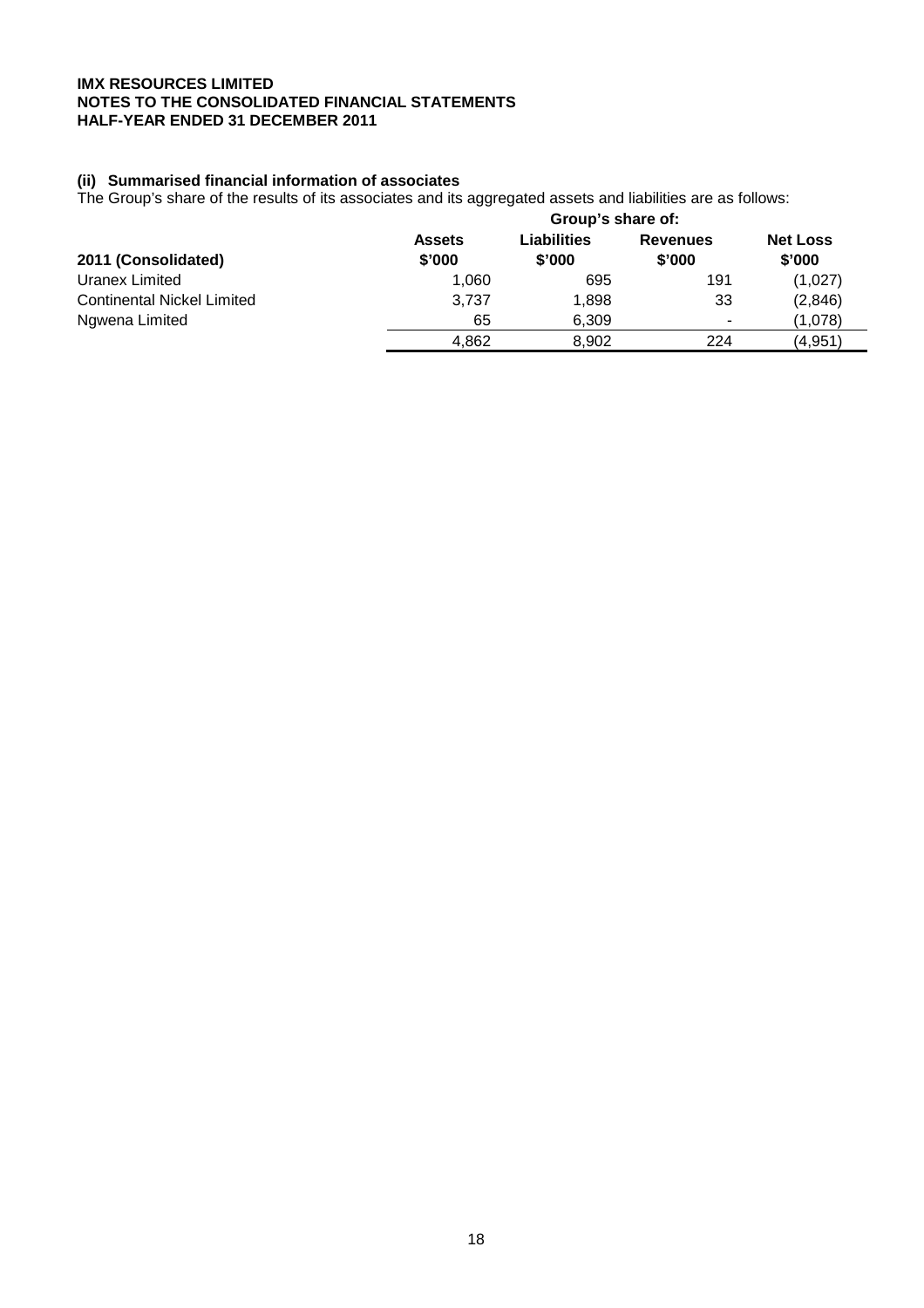**IMX RESOURCES LIMITED**
**NOTES TO THE CONSOLIDATED FINANCIAL STATEMENTS**
**HALF-YEAR ENDED 31 DECEMBER 2011**

#### (ii) Summarised financial information of associates

The Group's share of the results of its associates and its aggregated assets and liabilities are as follows:

| | Group's share of: | | | |
|---|---|---|---|---|
| **2011 (Consolidated)** | **Assets \$'000** | **Liabilities \$'000** | **Revenues \$'000** | **Net Loss \$'000** |
| Uranex Limited | 1,060 | 695 | 191 | (1,027) |
| Continental Nickel Limited | 3,737 | 1,898 | 33 | (2,846) |
| Ngwena Limited | 65 | 6,309 | - | (1,078) |
| | 4,862 | 8,902 | 224 | (4,951) |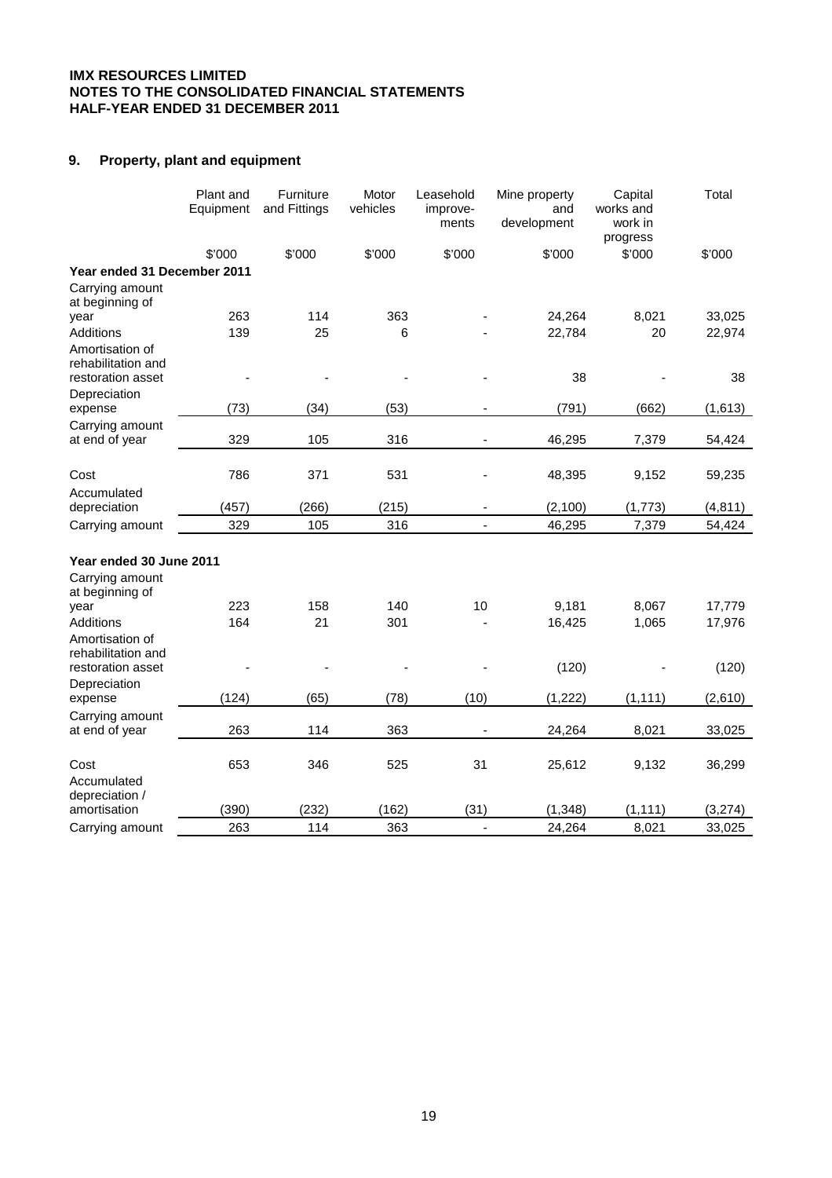**IMX RESOURCES LIMITED**
**NOTES TO THE CONSOLIDATED FINANCIAL STATEMENTS**
**HALF-YEAR ENDED 31 DECEMBER 2011**

## 9. Property, plant and equipment

| | Plant and Equipment | Furniture and Fittings | Motor vehicles | Leasehold improve-ments | Mine property and development | Capital works and work in progress | Total |
|---|---|---|---|---|---|---|---|
| | $'000 | $'000 | $'000 | $'000 | $'000 | $'000 | $'000 |
| **Year ended 31 December 2011** | | | | | | | |
| Carrying amount at beginning of year | 263 | 114 | 363 | - | 24,264 | 8,021 | 33,025 |
| Additions | 139 | 25 | 6 | - | 22,784 | 20 | 22,974 |
| Amortisation of rehabilitation and restoration asset | - | - | - | - | 38 | - | 38 |
| Depreciation expense | (73) | (34) | (53) | - | (791) | (662) | (1,613) |
| Carrying amount at end of year | 329 | 105 | 316 | - | 46,295 | 7,379 | 54,424 |
| | | | | | | | |
| Cost | 786 | 371 | 531 | - | 48,395 | 9,152 | 59,235 |
| Accumulated depreciation | (457) | (266) | (215) | - | (2,100) | (1,773) | (4,811) |
| Carrying amount | 329 | 105 | 316 | - | 46,295 | 7,379 | 54,424 |
| | | | | | | | |
| **Year ended 30 June 2011** | | | | | | | |
| Carrying amount at beginning of year | 223 | 158 | 140 | 10 | 9,181 | 8,067 | 17,779 |
| Additions | 164 | 21 | 301 | - | 16,425 | 1,065 | 17,976 |
| Amortisation of rehabilitation and restoration asset | - | - | - | - | (120) | - | (120) |
| Depreciation expense | (124) | (65) | (78) | (10) | (1,222) | (1,111) | (2,610) |
| Carrying amount at end of year | 263 | 114 | 363 | - | 24,264 | 8,021 | 33,025 |
| | | | | | | | |
| Cost | 653 | 346 | 525 | 31 | 25,612 | 9,132 | 36,299 |
| Accumulated depreciation / amortisation | (390) | (232) | (162) | (31) | (1,348) | (1,111) | (3,274) |
| Carrying amount | 263 | 114 | 363 | - | 24,264 | 8,021 | 33,025 |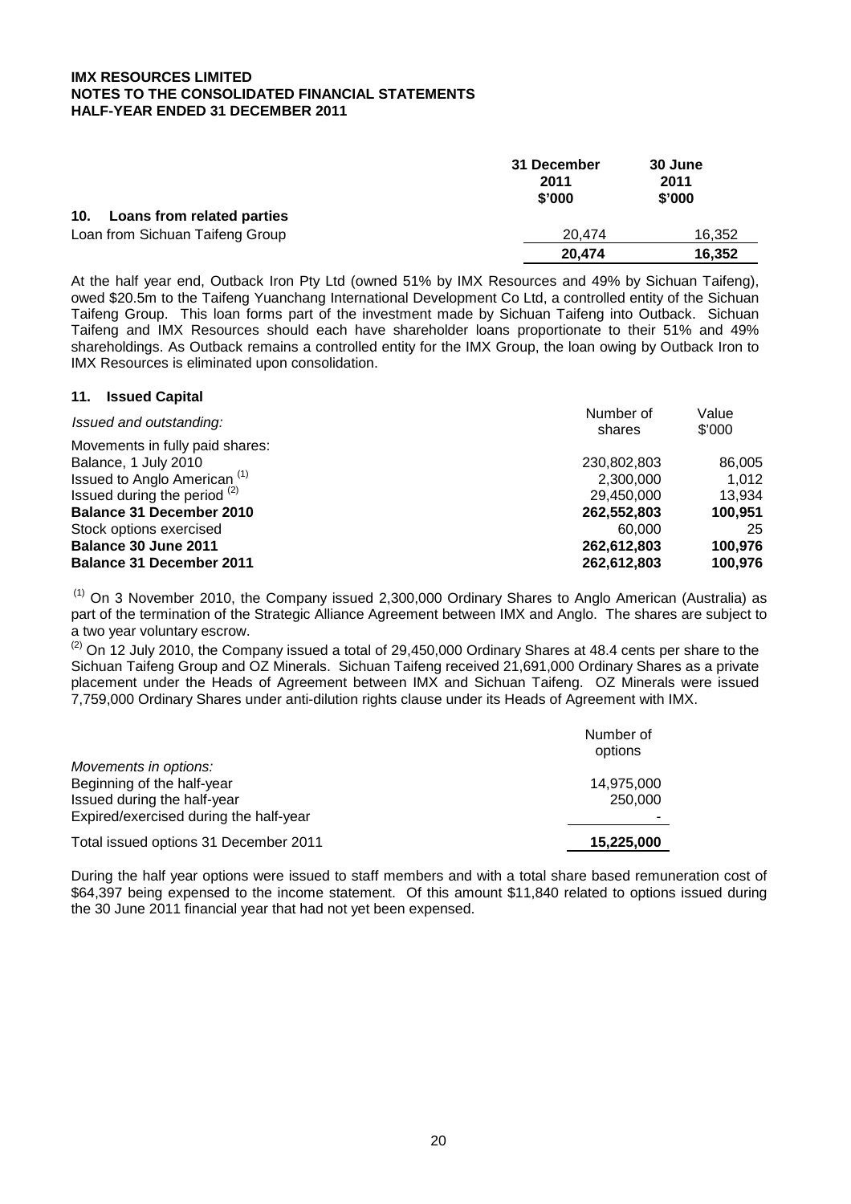**IMX RESOURCES LIMITED**
**NOTES TO THE CONSOLIDATED FINANCIAL STATEMENTS**
**HALF-YEAR ENDED 31 DECEMBER 2011**

| | 31 December 2011 $'000 | 30 June 2011 $'000 |
|---|---|---|
| **10. Loans from related parties** | | |
| Loan from Sichuan Taifeng Group | 20,474 | 16,352 |
| | **20,474** | **16,352** |

At the half year end, Outback Iron Pty Ltd (owned 51% by IMX Resources and 49% by Sichuan Taifeng), owed $20.5m to the Taifeng Yuanchang International Development Co Ltd, a controlled entity of the Sichuan Taifeng Group. This loan forms part of the investment made by Sichuan Taifeng into Outback. Sichuan Taifeng and IMX Resources should each have shareholder loans proportionate to their 51% and 49% shareholdings. As Outback remains a controlled entity for the IMX Group, the loan owing by Outback Iron to IMX Resources is eliminated upon consolidation.

## 11. Issued Capital

| *Issued and outstanding:* | Number of shares | Value $'000 |
|---|---|---|
| Movements in fully paid shares: | | |
| Balance, 1 July 2010 | 230,802,803 | 86,005 |
| Issued to Anglo American [(1)] | 2,300,000 | 1,012 |
| Issued during the period [(2)] | 29,450,000 | 13,934 |
| **Balance 31 December 2010** | **262,552,803** | **100,951** |
| Stock options exercised | 60,000 | 25 |
| **Balance 30 June 2011** | **262,612,803** | **100,976** |
| **Balance 31 December 2011** | **262,612,803** | **100,976** |

[(1)] On 3 November 2010, the Company issued 2,300,000 Ordinary Shares to Anglo American (Australia) as part of the termination of the Strategic Alliance Agreement between IMX and Anglo. The shares are subject to a two year voluntary escrow.

[(2)] On 12 July 2010, the Company issued a total of 29,450,000 Ordinary Shares at 48.4 cents per share to the Sichuan Taifeng Group and OZ Minerals. Sichuan Taifeng received 21,691,000 Ordinary Shares as a private placement under the Heads of Agreement between IMX and Sichuan Taifeng. OZ Minerals were issued 7,759,000 Ordinary Shares under anti-dilution rights clause under its Heads of Agreement with IMX.

| | Number of options |
|---|---|
| *Movements in options:* | |
| Beginning of the half-year | 14,975,000 |
| Issued during the half-year | 250,000 |
| Expired/exercised during the half-year | - |
| Total issued options 31 December 2011 | **15,225,000** |

During the half year options were issued to staff members and with a total share based remuneration cost of $64,397 being expensed to the income statement. Of this amount $11,840 related to options issued during the 30 June 2011 financial year that had not yet been expensed.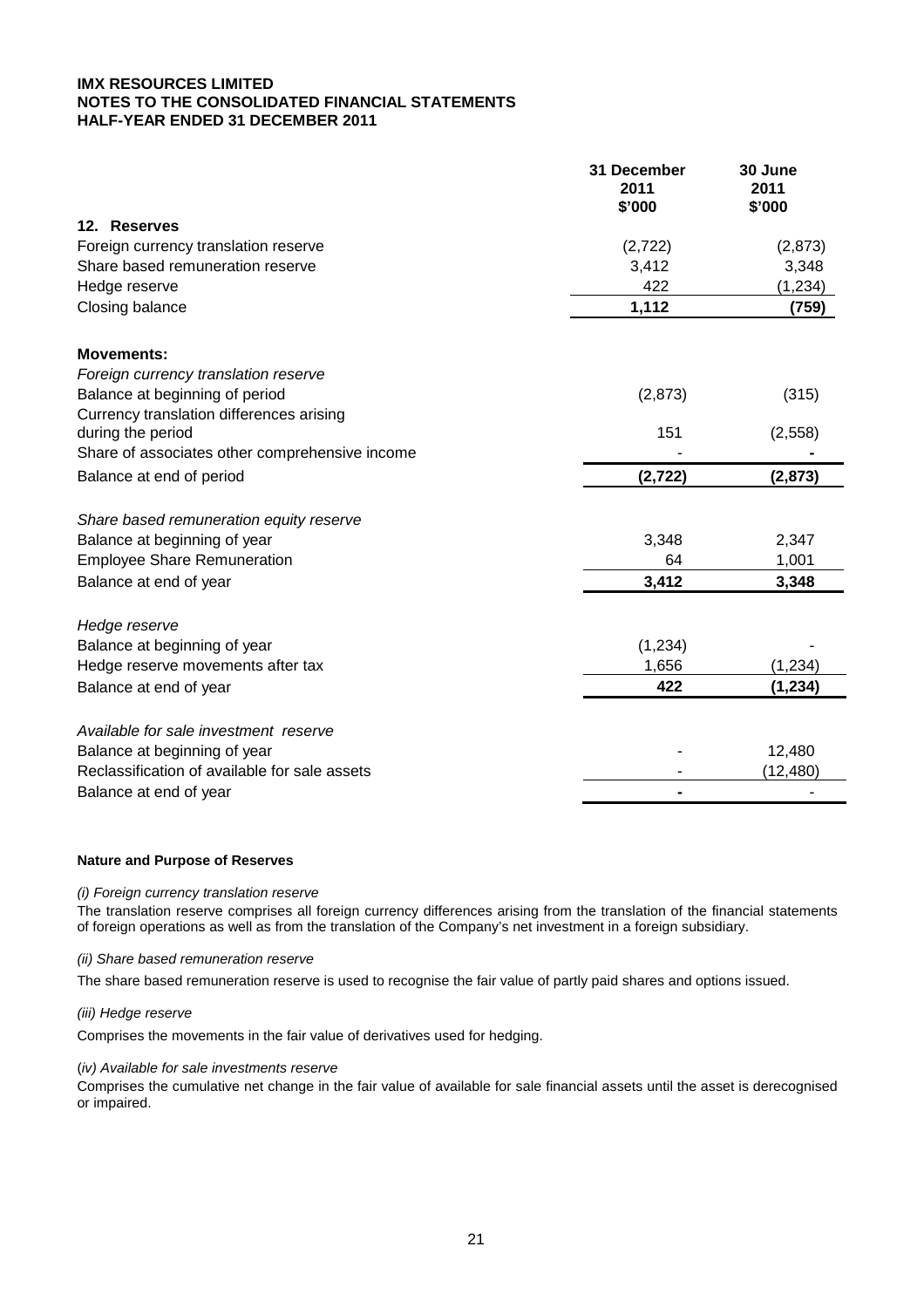**IMX RESOURCES LIMITED**
**NOTES TO THE CONSOLIDATED FINANCIAL STATEMENTS**
**HALF-YEAR ENDED 31 DECEMBER 2011**

| | 31 December 2011 $'000 | 30 June 2011 $'000 |
|---|---|---|
| **12. Reserves** | | |
| Foreign currency translation reserve | (2,722) | (2,873) |
| Share based remuneration reserve | 3,412 | 3,348 |
| Hedge reserve | 422 | (1,234) |
| Closing balance | **1,112** | **(759)** |
| | | |
| **Movements:** | | |
| *Foreign currency translation reserve* | | |
| Balance at beginning of period | (2,873) | (315) |
| Currency translation differences arising during the period | 151 | (2,558) |
| Share of associates other comprehensive income | - | - |
| Balance at end of period | **(2,722)** | **(2,873)** |
| | | |
| *Share based remuneration equity reserve* | | |
| Balance at beginning of year | 3,348 | 2,347 |
| Employee Share Remuneration | 64 | 1,001 |
| Balance at end of year | **3,412** | **3,348** |
| | | |
| *Hedge reserve* | | |
| Balance at beginning of year | (1,234) | - |
| Hedge reserve movements after tax | 1,656 | (1,234) |
| Balance at end of year | **422** | **(1,234)** |
| | | |
| *Available for sale investment reserve* | | |
| Balance at beginning of year | - | 12,480 |
| Reclassification of available for sale assets | - | (12,480) |
| Balance at end of year | - | - |

**Nature and Purpose of Reserves**

*(i) Foreign currency translation reserve*

The translation reserve comprises all foreign currency differences arising from the translation of the financial statements of foreign operations as well as from the translation of the Company's net investment in a foreign subsidiary.

*(ii) Share based remuneration reserve*

The share based remuneration reserve is used to recognise the fair value of partly paid shares and options issued.

*(iii) Hedge reserve*

Comprises the movements in the fair value of derivatives used for hedging.

*(iv) Available for sale investments reserve*

Comprises the cumulative net change in the fair value of available for sale financial assets until the asset is derecognised or impaired.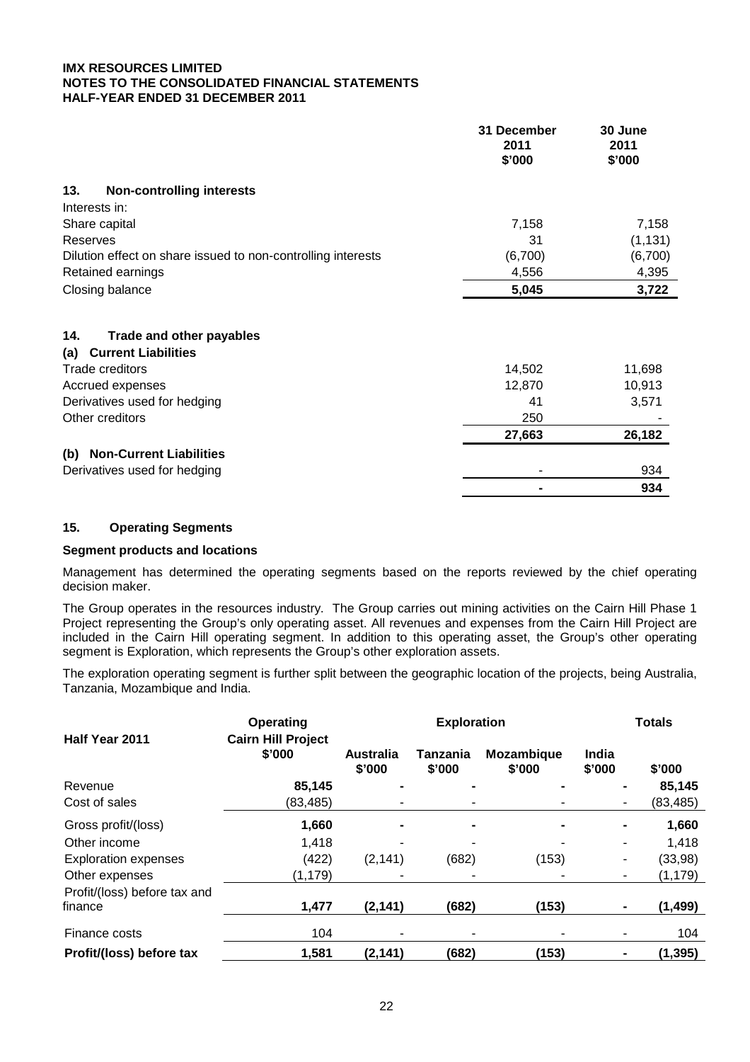**IMX RESOURCES LIMITED**
**NOTES TO THE CONSOLIDATED FINANCIAL STATEMENTS**
**HALF-YEAR ENDED 31 DECEMBER 2011**

| | 31 December 2011 $'000 | 30 June 2011 $'000 |
|---|---|---|
| **13. Non-controlling interests** | | |
| Interests in: | | |
| Share capital | 7,158 | 7,158 |
| Reserves | 31 | (1,131) |
| Dilution effect on share issued to non-controlling interests | (6,700) | (6,700) |
| Retained earnings | 4,556 | 4,395 |
| Closing balance | **5,045** | **3,722** |
| | | |
| **14. Trade and other payables** | | |
| **(a) Current Liabilities** | | |
| Trade creditors | 14,502 | 11,698 |
| Accrued expenses | 12,870 | 10,913 |
| Derivatives used for hedging | 41 | 3,571 |
| Other creditors | 250 | - |
| | **27,663** | **26,182** |
| **(b) Non-Current Liabilities** | | |
| Derivatives used for hedging | - | 934 |
| | **-** | **934** |

## 15. Operating Segments

### Segment products and locations

Management has determined the operating segments based on the reports reviewed by the chief operating decision maker.

The Group operates in the resources industry. The Group carries out mining activities on the Cairn Hill Phase 1 Project representing the Group's only operating asset. All revenues and expenses from the Cairn Hill Project are included in the Cairn Hill operating segment. In addition to this operating asset, the Group's other operating segment is Exploration, which represents the Group's other exploration assets.

The exploration operating segment is further split between the geographic location of the projects, being Australia, Tanzania, Mozambique and India.

| Half Year 2011 | Operating | Exploration | | | | Totals |
|---|---|---|---|---|---|---|
| | Cairn Hill Project $'000 | Australia $'000 | Tanzania $'000 | Mozambique $'000 | India $'000 | $'000 |
| Revenue | **85,145** | **-** | **-** | **-** | **-** | **85,145** |
| Cost of sales | (83,485) | - | - | - | - | (83,485) |
| Gross profit/(loss) | **1,660** | **-** | **-** | **-** | **-** | **1,660** |
| Other income | 1,418 | - | - | - | - | 1,418 |
| Exploration expenses | (422) | (2,141) | (682) | (153) | - | (33,98) |
| Other expenses | (1,179) | - | - | - | - | (1,179) |
| Profit/(loss) before tax and finance | **1,477** | **(2,141)** | **(682)** | **(153)** | **-** | **(1,499)** |
| Finance costs | 104 | - | - | - | - | 104 |
| **Profit/(loss) before tax** | **1,581** | **(2,141)** | **(682)** | **(153)** | **-** | **(1,395)** |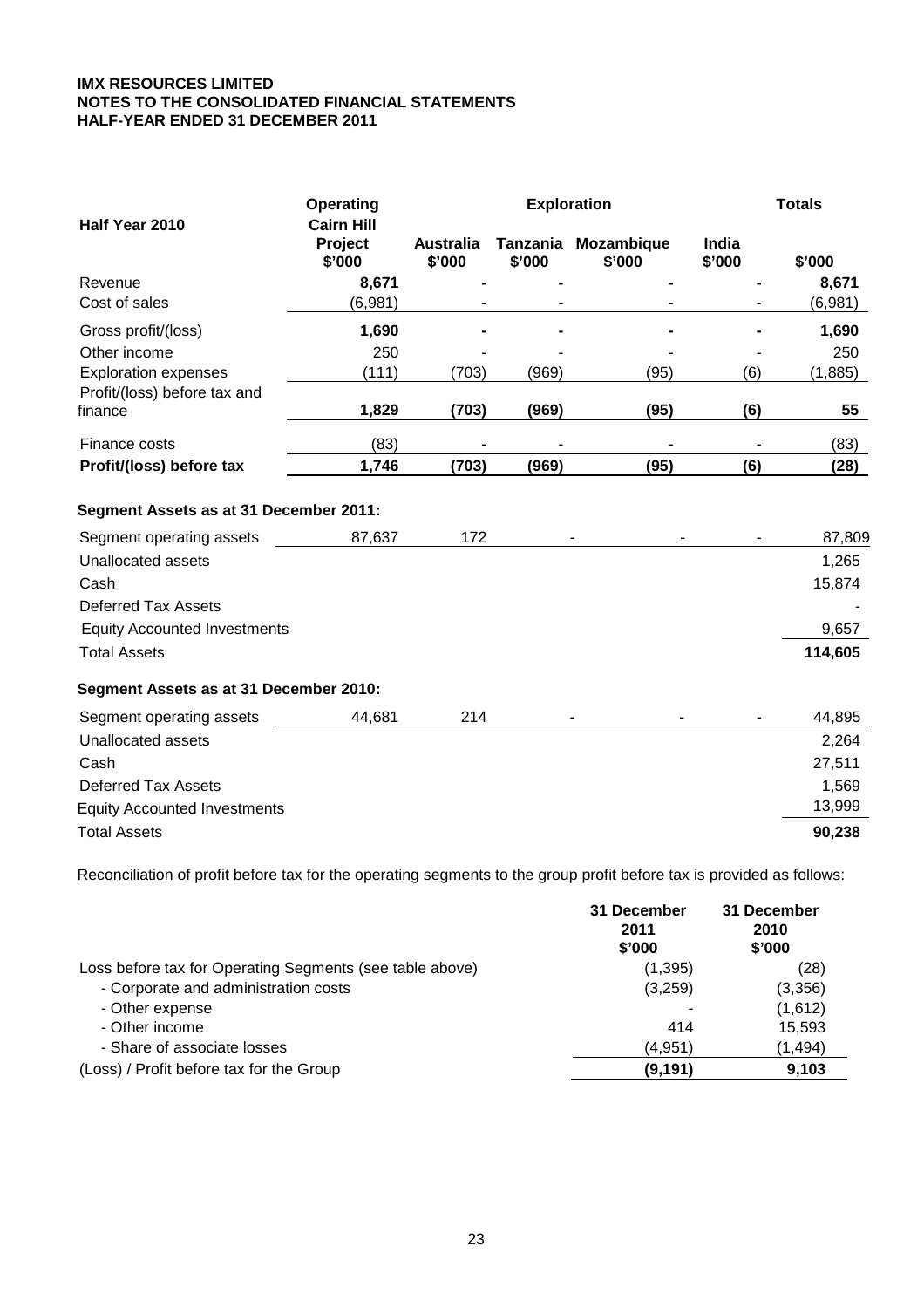**IMX RESOURCES LIMITED**
**NOTES TO THE CONSOLIDATED FINANCIAL STATEMENTS**
**HALF-YEAR ENDED 31 DECEMBER 2011**

| Half Year 2010 | Operating | Exploration | | | | Totals |
|---|---|---|---|---|---|---|
| | Cairn Hill Project $'000 | Australia $'000 | Tanzania $'000 | Mozambique $'000 | India $'000 | $'000 |
| Revenue | **8,671** | **-** | **-** | **-** | **-** | **8,671** |
| Cost of sales | (6,981) | - | - | - | - | (6,981) |
| Gross profit/(loss) | **1,690** | **-** | **-** | **-** | **-** | **1,690** |
| Other income | 250 | - | - | - | - | 250 |
| Exploration expenses | (111) | (703) | (969) | (95) | (6) | (1,885) |
| Profit/(loss) before tax and finance | **1,829** | **(703)** | **(969)** | **(95)** | **(6)** | **55** |
| Finance costs | (83) | - | - | - | - | (83) |
| **Profit/(loss) before tax** | **1,746** | **(703)** | **(969)** | **(95)** | **(6)** | **(28)** |
| **Segment Assets as at 31 December 2011:** | | | | | | |
| Segment operating assets | 87,637 | 172 | - | - | - | 87,809 |
| Unallocated assets | | | | | | 1,265 |
| Cash | | | | | | 15,874 |
| Deferred Tax Assets | | | | | | - |
| Equity Accounted Investments | | | | | | 9,657 |
| Total Assets | | | | | | **114,605** |
| **Segment Assets as at 31 December 2010:** | | | | | | |
| Segment operating assets | 44,681 | 214 | - | - | - | 44,895 |
| Unallocated assets | | | | | | 2,264 |
| Cash | | | | | | 27,511 |
| Deferred Tax Assets | | | | | | 1,569 |
| Equity Accounted Investments | | | | | | 13,999 |
| Total Assets | | | | | | **90,238** |

Reconciliation of profit before tax for the operating segments to the group profit before tax is provided as follows:

| | 31 December 2011 $'000 | 31 December 2010 $'000 |
|---|---|---|
| Loss before tax for Operating Segments (see table above) | (1,395) | (28) |
| - Corporate and administration costs | (3,259) | (3,356) |
| - Other expense | - | (1,612) |
| - Other income | 414 | 15,593 |
| - Share of associate losses | (4,951) | (1,494) |
| (Loss) / Profit before tax for the Group | **(9,191)** | **9,103** |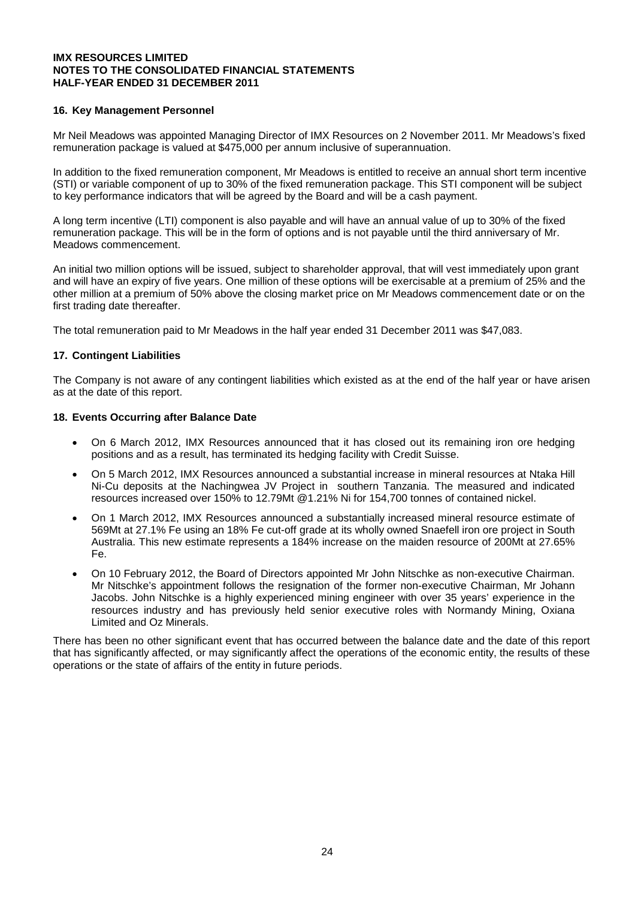**IMX RESOURCES LIMITED**
**NOTES TO THE CONSOLIDATED FINANCIAL STATEMENTS**
**HALF-YEAR ENDED 31 DECEMBER 2011**

## 16. Key Management Personnel

Mr Neil Meadows was appointed Managing Director of IMX Resources on 2 November 2011. Mr Meadows's fixed remuneration package is valued at $475,000 per annum inclusive of superannuation.

In addition to the fixed remuneration component, Mr Meadows is entitled to receive an annual short term incentive (STI) or variable component of up to 30% of the fixed remuneration package. This STI component will be subject to key performance indicators that will be agreed by the Board and will be a cash payment.

A long term incentive (LTI) component is also payable and will have an annual value of up to 30% of the fixed remuneration package. This will be in the form of options and is not payable until the third anniversary of Mr. Meadows commencement.

An initial two million options will be issued, subject to shareholder approval, that will vest immediately upon grant and will have an expiry of five years. One million of these options will be exercisable at a premium of 25% and the other million at a premium of 50% above the closing market price on Mr Meadows commencement date or on the first trading date thereafter.

The total remuneration paid to Mr Meadows in the half year ended 31 December 2011 was $47,083.

## 17. Contingent Liabilities

The Company is not aware of any contingent liabilities which existed as at the end of the half year or have arisen as at the date of this report.

## 18. Events Occurring after Balance Date

- On 6 March 2012, IMX Resources announced that it has closed out its remaining iron ore hedging positions and as a result, has terminated its hedging facility with Credit Suisse.
- On 5 March 2012, IMX Resources announced a substantial increase in mineral resources at Ntaka Hill Ni-Cu deposits at the Nachingwea JV Project in southern Tanzania. The measured and indicated resources increased over 150% to 12.79Mt @1.21% Ni for 154,700 tonnes of contained nickel.
- On 1 March 2012, IMX Resources announced a substantially increased mineral resource estimate of 569Mt at 27.1% Fe using an 18% Fe cut-off grade at its wholly owned Snaefell iron ore project in South Australia. This new estimate represents a 184% increase on the maiden resource of 200Mt at 27.65% Fe.
- On 10 February 2012, the Board of Directors appointed Mr John Nitschke as non-executive Chairman. Mr Nitschke's appointment follows the resignation of the former non-executive Chairman, Mr Johann Jacobs. John Nitschke is a highly experienced mining engineer with over 35 years' experience in the resources industry and has previously held senior executive roles with Normandy Mining, Oxiana Limited and Oz Minerals.

There has been no other significant event that has occurred between the balance date and the date of this report that has significantly affected, or may significantly affect the operations of the economic entity, the results of these operations or the state of affairs of the entity in future periods.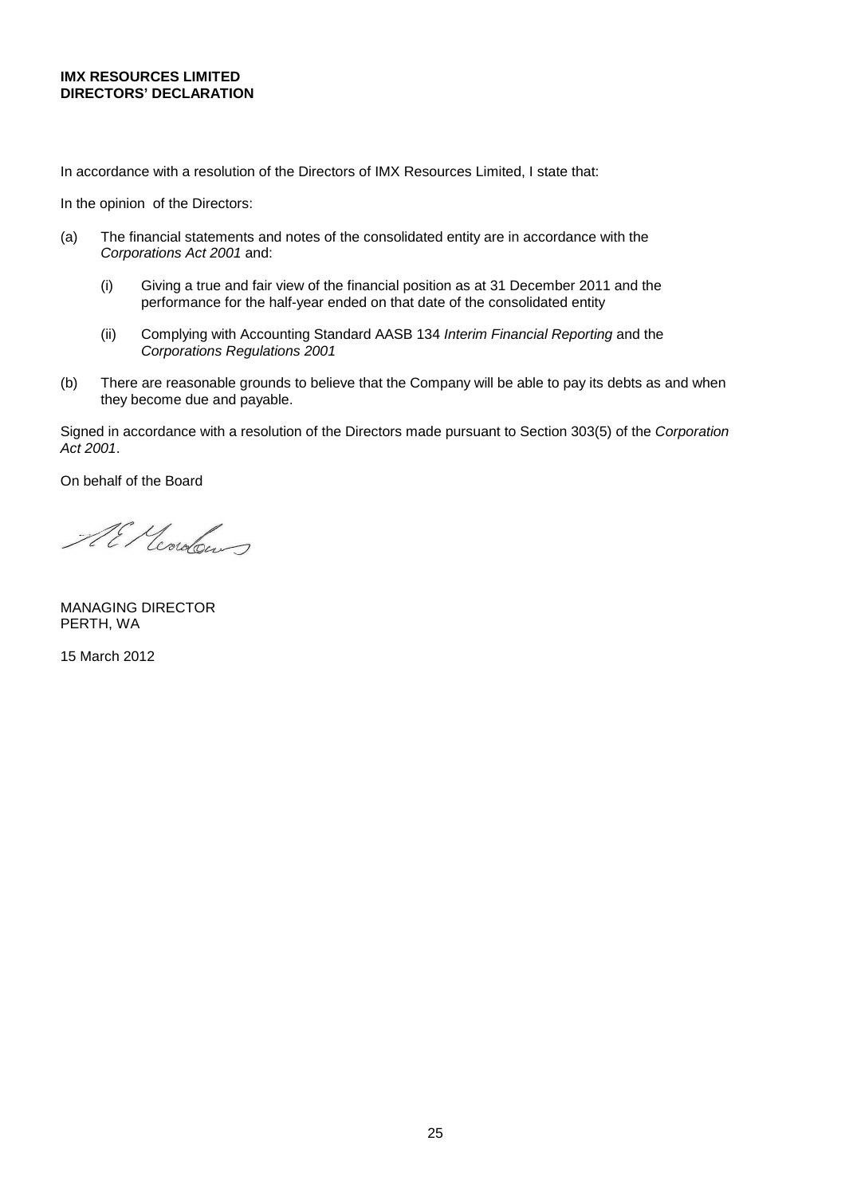**IMX RESOURCES LIMITED**
**DIRECTORS' DECLARATION**

In accordance with a resolution of the Directors of IMX Resources Limited, I state that:

In the opinion of the Directors:

(a) The financial statements and notes of the consolidated entity are in accordance with the *Corporations Act 2001* and:

   (i) Giving a true and fair view of the financial position as at 31 December 2011 and the performance for the half-year ended on that date of the consolidated entity

   (ii) Complying with Accounting Standard AASB 134 *Interim Financial Reporting* and the *Corporations Regulations 2001*

(b) There are reasonable grounds to believe that the Company will be able to pay its debts as and when they become due and payable.

Signed in accordance with a resolution of the Directors made pursuant to Section 303(5) of the *Corporation Act 2001*.

On behalf of the Board

MANAGING DIRECTOR
PERTH, WA

15 March 2012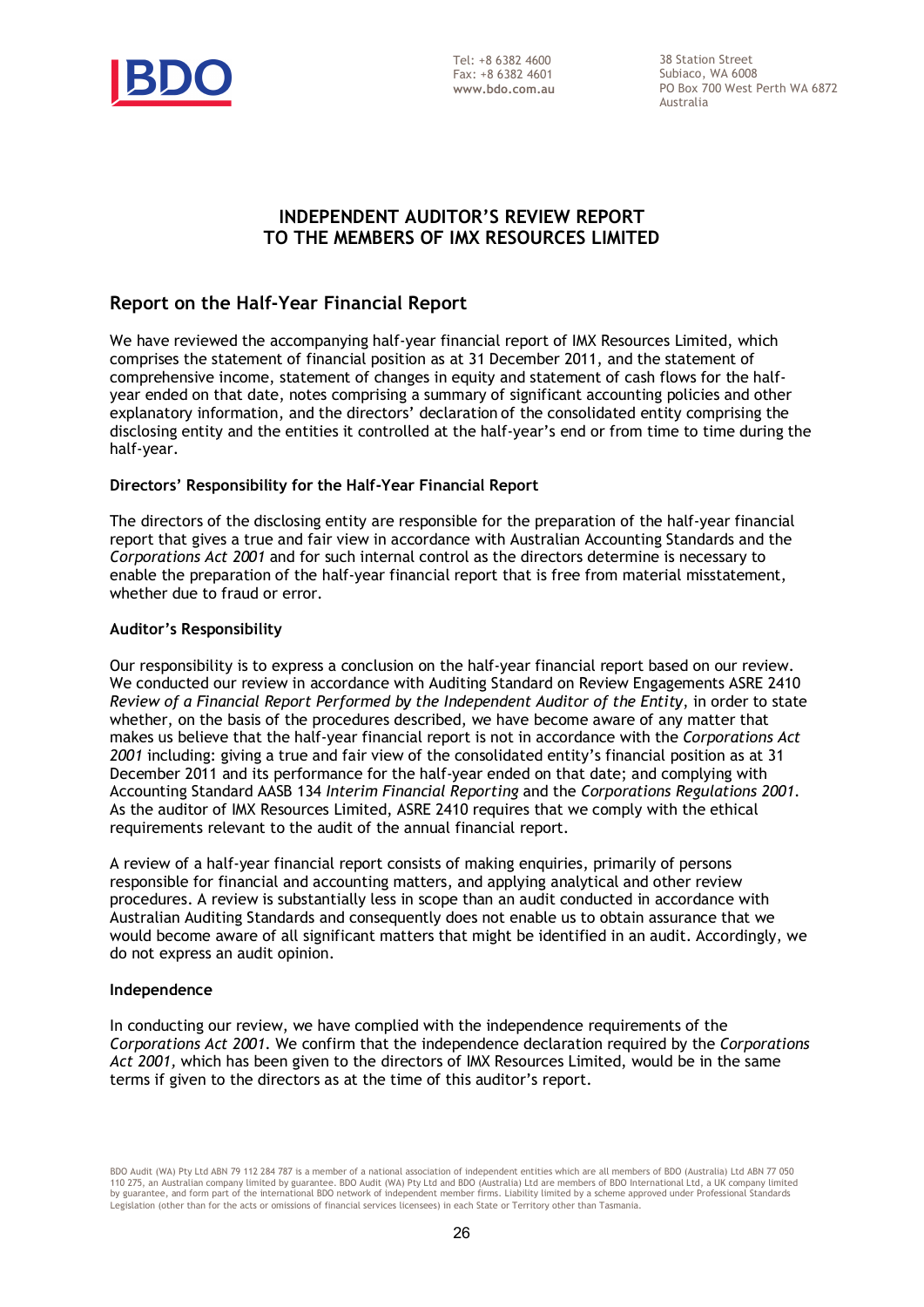Tel: +8 6382 4600
Fax: +8 6382 4601
www.bdo.com.au

38 Station Street
Subiaco, WA 6008
PO Box 700 West Perth WA 6872
Australia

# INDEPENDENT AUDITOR'S REVIEW REPORT
# TO THE MEMBERS OF IMX RESOURCES LIMITED

## Report on the Half-Year Financial Report

We have reviewed the accompanying half-year financial report of IMX Resources Limited, which comprises the statement of financial position as at 31 December 2011, and the statement of comprehensive income, statement of changes in equity and statement of cash flows for the half-year ended on that date, notes comprising a summary of significant accounting policies and other explanatory information, and the directors' declaration of the consolidated entity comprising the disclosing entity and the entities it controlled at the half-year's end or from time to time during the half-year.

### Directors' Responsibility for the Half-Year Financial Report

The directors of the disclosing entity are responsible for the preparation of the half-year financial report that gives a true and fair view in accordance with Australian Accounting Standards and the *Corporations Act 2001* and for such internal control as the directors determine is necessary to enable the preparation of the half-year financial report that is free from material misstatement, whether due to fraud or error.

### Auditor's Responsibility

Our responsibility is to express a conclusion on the half-year financial report based on our review. We conducted our review in accordance with Auditing Standard on Review Engagements ASRE 2410 *Review of a Financial Report Performed by the Independent Auditor of the Entity*, in order to state whether, on the basis of the procedures described, we have become aware of any matter that makes us believe that the half-year financial report is not in accordance with the *Corporations Act 2001* including: giving a true and fair view of the consolidated entity's financial position as at 31 December 2011 and its performance for the half-year ended on that date; and complying with Accounting Standard AASB 134 *Interim Financial Reporting* and the *Corporations Regulations 2001*. As the auditor of IMX Resources Limited, ASRE 2410 requires that we comply with the ethical requirements relevant to the audit of the annual financial report.

A review of a half-year financial report consists of making enquiries, primarily of persons responsible for financial and accounting matters, and applying analytical and other review procedures. A review is substantially less in scope than an audit conducted in accordance with Australian Auditing Standards and consequently does not enable us to obtain assurance that we would become aware of all significant matters that might be identified in an audit. Accordingly, we do not express an audit opinion.

### Independence

In conducting our review, we have complied with the independence requirements of the *Corporations Act 2001*. We confirm that the independence declaration required by the *Corporations Act 2001,* which has been given to the directors of IMX Resources Limited, would be in the same terms if given to the directors as at the time of this auditor's report.

BDO Audit (WA) Pty Ltd ABN 79 112 284 787 is a member of a national association of independent entities which are all members of BDO (Australia) Ltd ABN 77 050 110 275, an Australian company limited by guarantee. BDO Audit (WA) Pty Ltd and BDO (Australia) Ltd are members of BDO International Ltd, a UK company limited by guarantee, and form part of the international BDO network of independent member firms. Liability limited by a scheme approved under Professional Standards Legislation (other than for the acts or omissions of financial services licensees) in each State or Territory other than Tasmania.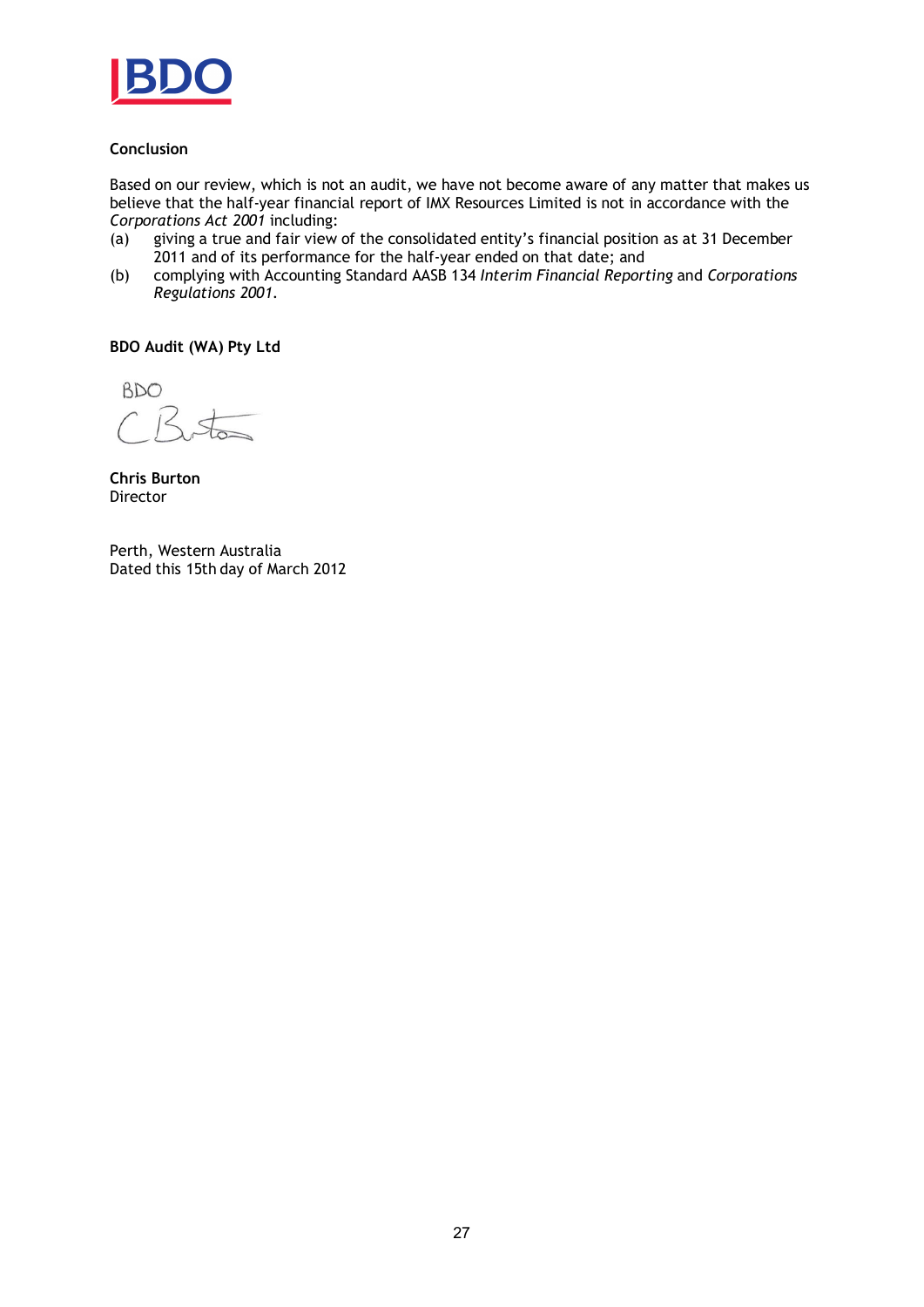**Conclusion**

Based on our review, which is not an audit, we have not become aware of any matter that makes us believe that the half-year financial report of IMX Resources Limited is not in accordance with the *Corporations Act 2001* including:

(a) giving a true and fair view of the consolidated entity's financial position as at 31 December 2011 and of its performance for the half-year ended on that date; and

(b) complying with Accounting Standard AASB 134 *Interim Financial Reporting* and *Corporations Regulations 2001*.

**BDO Audit (WA) Pty Ltd**

BDO

C Burton

**Chris Burton**
Director

Perth, Western Australia
Dated this 15th day of March 2012